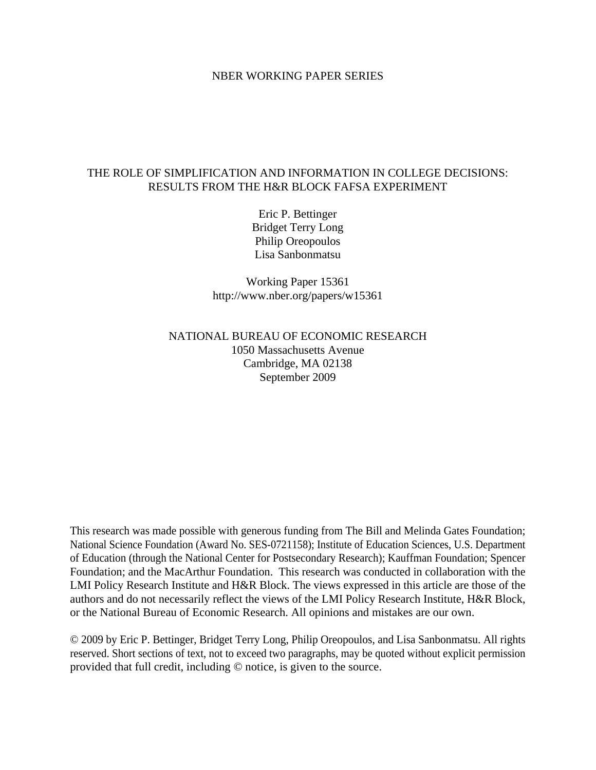NBER WORKING PAPER SERIES

# THE ROLE OF SIMPLIFICATION AND INFORMATION IN COLLEGE DECISIONS: RESULTS FROM THE H&R BLOCK FAFSA EXPERIMENT

Eric P. Bettinger
Bridget Terry Long
Philip Oreopoulos
Lisa Sanbonmatsu

Working Paper 15361
http://www.nber.org/papers/w15361

NATIONAL BUREAU OF ECONOMIC RESEARCH
1050 Massachusetts Avenue
Cambridge, MA 02138
September 2009

This research was made possible with generous funding from The Bill and Melinda Gates Foundation; National Science Foundation (Award No. SES-0721158); Institute of Education Sciences, U.S. Department of Education (through the National Center for Postsecondary Research); Kauffman Foundation; Spencer Foundation; and the MacArthur Foundation. This research was conducted in collaboration with the LMI Policy Research Institute and H&R Block. The views expressed in this article are those of the authors and do not necessarily reflect the views of the LMI Policy Research Institute, H&R Block, or the National Bureau of Economic Research. All opinions and mistakes are our own.

© 2009 by Eric P. Bettinger, Bridget Terry Long, Philip Oreopoulos, and Lisa Sanbonmatsu. All rights reserved. Short sections of text, not to exceed two paragraphs, may be quoted without explicit permission provided that full credit, including © notice, is given to the source.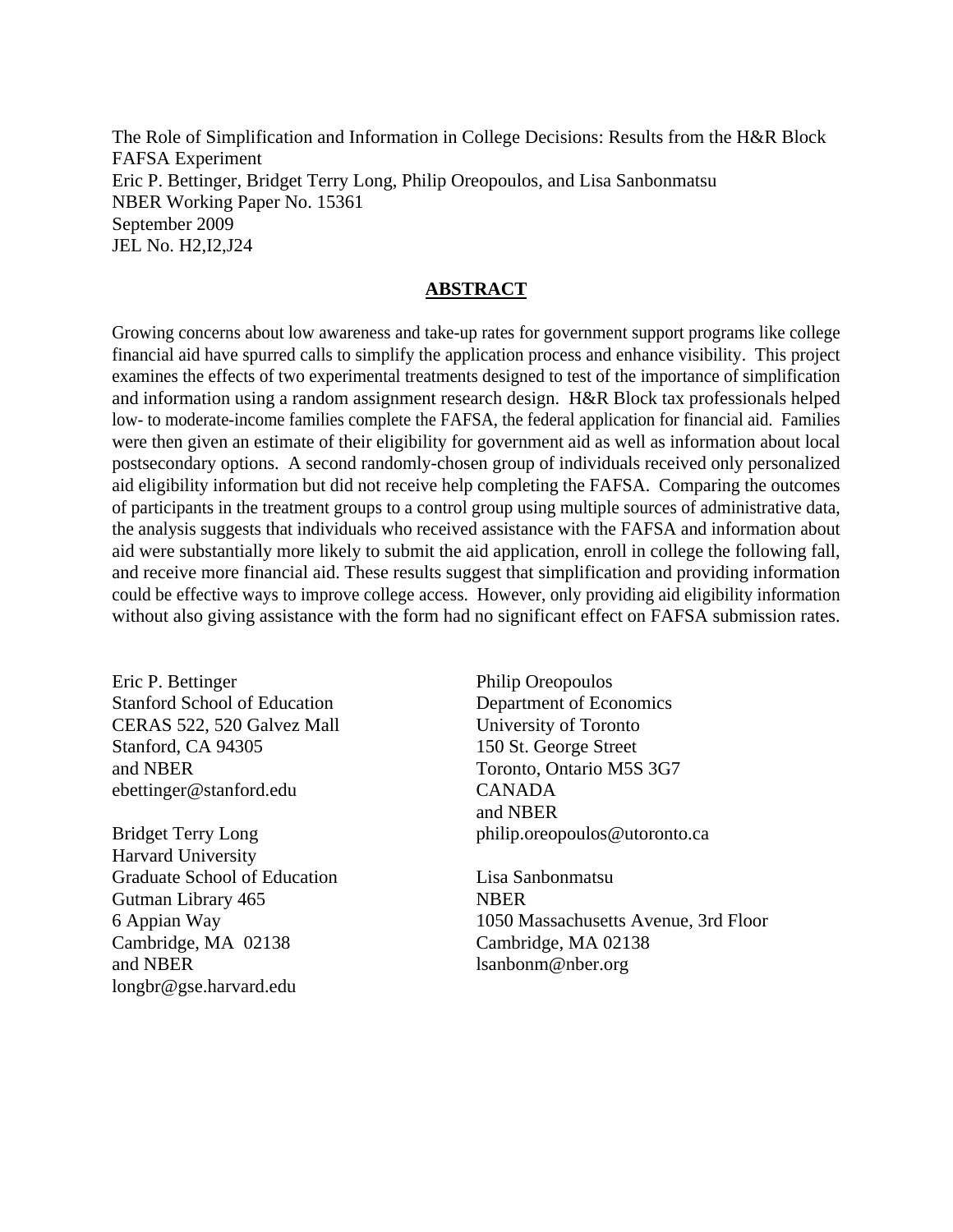The Role of Simplification and Information in College Decisions: Results from the H&R Block FAFSA Experiment
Eric P. Bettinger, Bridget Terry Long, Philip Oreopoulos, and Lisa Sanbonmatsu
NBER Working Paper No. 15361
September 2009
JEL No. H2,I2,J24

## ABSTRACT

Growing concerns about low awareness and take-up rates for government support programs like college financial aid have spurred calls to simplify the application process and enhance visibility. This project examines the effects of two experimental treatments designed to test of the importance of simplification and information using a random assignment research design. H&R Block tax professionals helped low- to moderate-income families complete the FAFSA, the federal application for financial aid. Families were then given an estimate of their eligibility for government aid as well as information about local postsecondary options. A second randomly-chosen group of individuals received only personalized aid eligibility information but did not receive help completing the FAFSA. Comparing the outcomes of participants in the treatment groups to a control group using multiple sources of administrative data, the analysis suggests that individuals who received assistance with the FAFSA and information about aid were substantially more likely to submit the aid application, enroll in college the following fall, and receive more financial aid. These results suggest that simplification and providing information could be effective ways to improve college access. However, only providing aid eligibility information without also giving assistance with the form had no significant effect on FAFSA submission rates.

Eric P. Bettinger
Stanford School of Education
CERAS 522, 520 Galvez Mall
Stanford, CA 94305
and NBER
ebettinger@stanford.edu

Bridget Terry Long
Harvard University
Graduate School of Education
Gutman Library 465
6 Appian Way
Cambridge, MA 02138
and NBER
longbr@gse.harvard.edu

Philip Oreopoulos
Department of Economics
University of Toronto
150 St. George Street
Toronto, Ontario M5S 3G7
CANADA
and NBER
philip.oreopoulos@utoronto.ca

Lisa Sanbonmatsu
NBER
1050 Massachusetts Avenue, 3rd Floor
Cambridge, MA 02138
lsanbonm@nber.org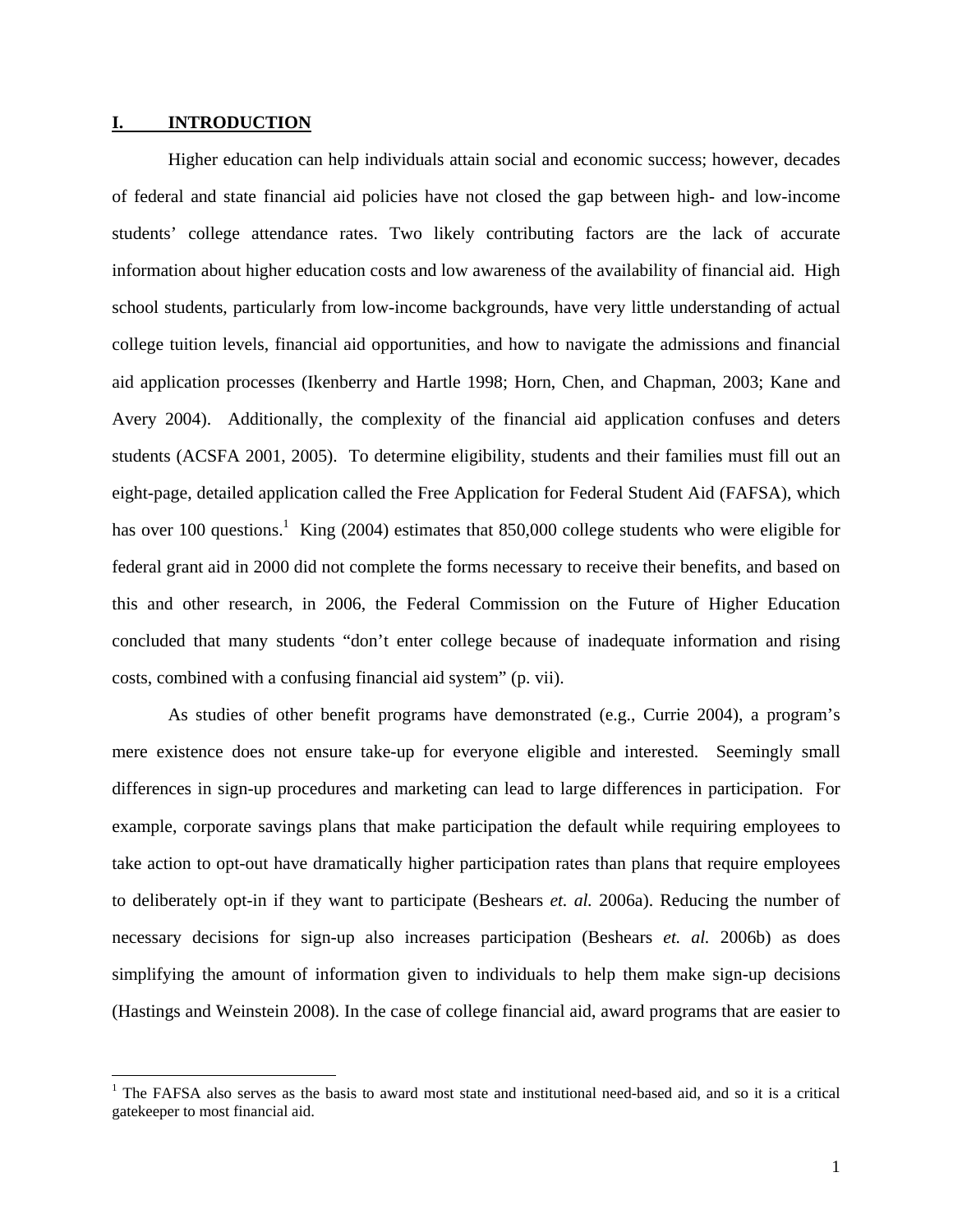## I. INTRODUCTION

Higher education can help individuals attain social and economic success; however, decades of federal and state financial aid policies have not closed the gap between high- and low-income students' college attendance rates. Two likely contributing factors are the lack of accurate information about higher education costs and low awareness of the availability of financial aid. High school students, particularly from low-income backgrounds, have very little understanding of actual college tuition levels, financial aid opportunities, and how to navigate the admissions and financial aid application processes (Ikenberry and Hartle 1998; Horn, Chen, and Chapman, 2003; Kane and Avery 2004). Additionally, the complexity of the financial aid application confuses and deters students (ACSFA 2001, 2005). To determine eligibility, students and their families must fill out an eight-page, detailed application called the Free Application for Federal Student Aid (FAFSA), which has over 100 questions.[1] King (2004) estimates that 850,000 college students who were eligible for federal grant aid in 2000 did not complete the forms necessary to receive their benefits, and based on this and other research, in 2006, the Federal Commission on the Future of Higher Education concluded that many students "don't enter college because of inadequate information and rising costs, combined with a confusing financial aid system" (p. vii).

As studies of other benefit programs have demonstrated (e.g., Currie 2004), a program's mere existence does not ensure take-up for everyone eligible and interested. Seemingly small differences in sign-up procedures and marketing can lead to large differences in participation. For example, corporate savings plans that make participation the default while requiring employees to take action to opt-out have dramatically higher participation rates than plans that require employees to deliberately opt-in if they want to participate (Beshears *et. al.* 2006a). Reducing the number of necessary decisions for sign-up also increases participation (Beshears *et. al.* 2006b) as does simplifying the amount of information given to individuals to help them make sign-up decisions (Hastings and Weinstein 2008). In the case of college financial aid, award programs that are easier to

[1] The FAFSA also serves as the basis to award most state and institutional need-based aid, and so it is a critical gatekeeper to most financial aid.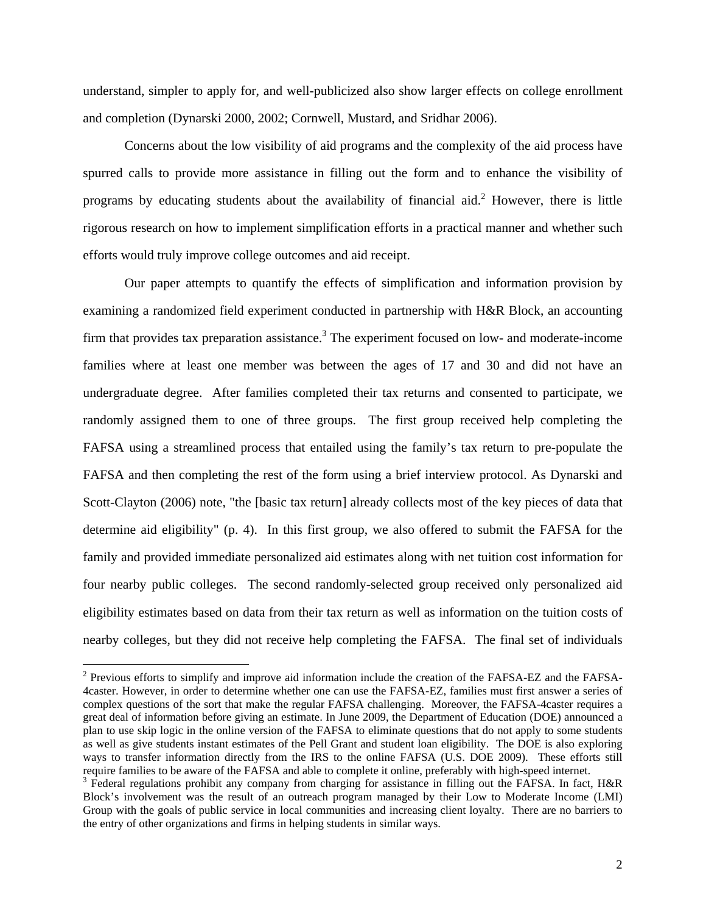understand, simpler to apply for, and well-publicized also show larger effects on college enrollment and completion (Dynarski 2000, 2002; Cornwell, Mustard, and Sridhar 2006).

Concerns about the low visibility of aid programs and the complexity of the aid process have spurred calls to provide more assistance in filling out the form and to enhance the visibility of programs by educating students about the availability of financial aid.[2] However, there is little rigorous research on how to implement simplification efforts in a practical manner and whether such efforts would truly improve college outcomes and aid receipt.

Our paper attempts to quantify the effects of simplification and information provision by examining a randomized field experiment conducted in partnership with H&R Block, an accounting firm that provides tax preparation assistance.[3] The experiment focused on low- and moderate-income families where at least one member was between the ages of 17 and 30 and did not have an undergraduate degree. After families completed their tax returns and consented to participate, we randomly assigned them to one of three groups. The first group received help completing the FAFSA using a streamlined process that entailed using the family's tax return to pre-populate the FAFSA and then completing the rest of the form using a brief interview protocol. As Dynarski and Scott-Clayton (2006) note, "the [basic tax return] already collects most of the key pieces of data that determine aid eligibility" (p. 4). In this first group, we also offered to submit the FAFSA for the family and provided immediate personalized aid estimates along with net tuition cost information for four nearby public colleges. The second randomly-selected group received only personalized aid eligibility estimates based on data from their tax return as well as information on the tuition costs of nearby colleges, but they did not receive help completing the FAFSA. The final set of individuals

[2] Previous efforts to simplify and improve aid information include the creation of the FAFSA-EZ and the FAFSA-4caster. However, in order to determine whether one can use the FAFSA-EZ, families must first answer a series of complex questions of the sort that make the regular FAFSA challenging. Moreover, the FAFSA-4caster requires a great deal of information before giving an estimate. In June 2009, the Department of Education (DOE) announced a plan to use skip logic in the online version of the FAFSA to eliminate questions that do not apply to some students as well as give students instant estimates of the Pell Grant and student loan eligibility. The DOE is also exploring ways to transfer information directly from the IRS to the online FAFSA (U.S. DOE 2009). These efforts still require families to be aware of the FAFSA and able to complete it online, preferably with high-speed internet.

[3] Federal regulations prohibit any company from charging for assistance in filling out the FAFSA. In fact, H&R Block's involvement was the result of an outreach program managed by their Low to Moderate Income (LMI) Group with the goals of public service in local communities and increasing client loyalty. There are no barriers to the entry of other organizations and firms in helping students in similar ways.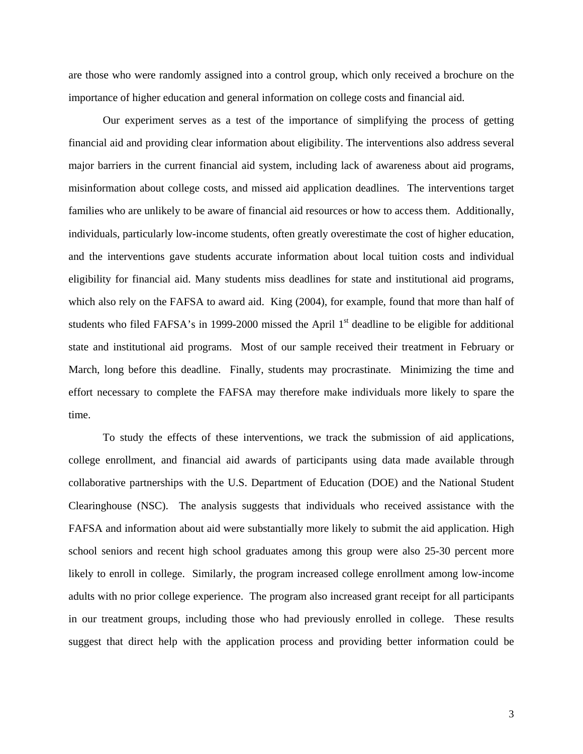are those who were randomly assigned into a control group, which only received a brochure on the importance of higher education and general information on college costs and financial aid.

Our experiment serves as a test of the importance of simplifying the process of getting financial aid and providing clear information about eligibility. The interventions also address several major barriers in the current financial aid system, including lack of awareness about aid programs, misinformation about college costs, and missed aid application deadlines. The interventions target families who are unlikely to be aware of financial aid resources or how to access them. Additionally, individuals, particularly low-income students, often greatly overestimate the cost of higher education, and the interventions gave students accurate information about local tuition costs and individual eligibility for financial aid. Many students miss deadlines for state and institutional aid programs, which also rely on the FAFSA to award aid. King (2004), for example, found that more than half of students who filed FAFSA's in 1999-2000 missed the April 1st deadline to be eligible for additional state and institutional aid programs. Most of our sample received their treatment in February or March, long before this deadline. Finally, students may procrastinate. Minimizing the time and effort necessary to complete the FAFSA may therefore make individuals more likely to spare the time.

To study the effects of these interventions, we track the submission of aid applications, college enrollment, and financial aid awards of participants using data made available through collaborative partnerships with the U.S. Department of Education (DOE) and the National Student Clearinghouse (NSC). The analysis suggests that individuals who received assistance with the FAFSA and information about aid were substantially more likely to submit the aid application. High school seniors and recent high school graduates among this group were also 25-30 percent more likely to enroll in college. Similarly, the program increased college enrollment among low-income adults with no prior college experience. The program also increased grant receipt for all participants in our treatment groups, including those who had previously enrolled in college. These results suggest that direct help with the application process and providing better information could be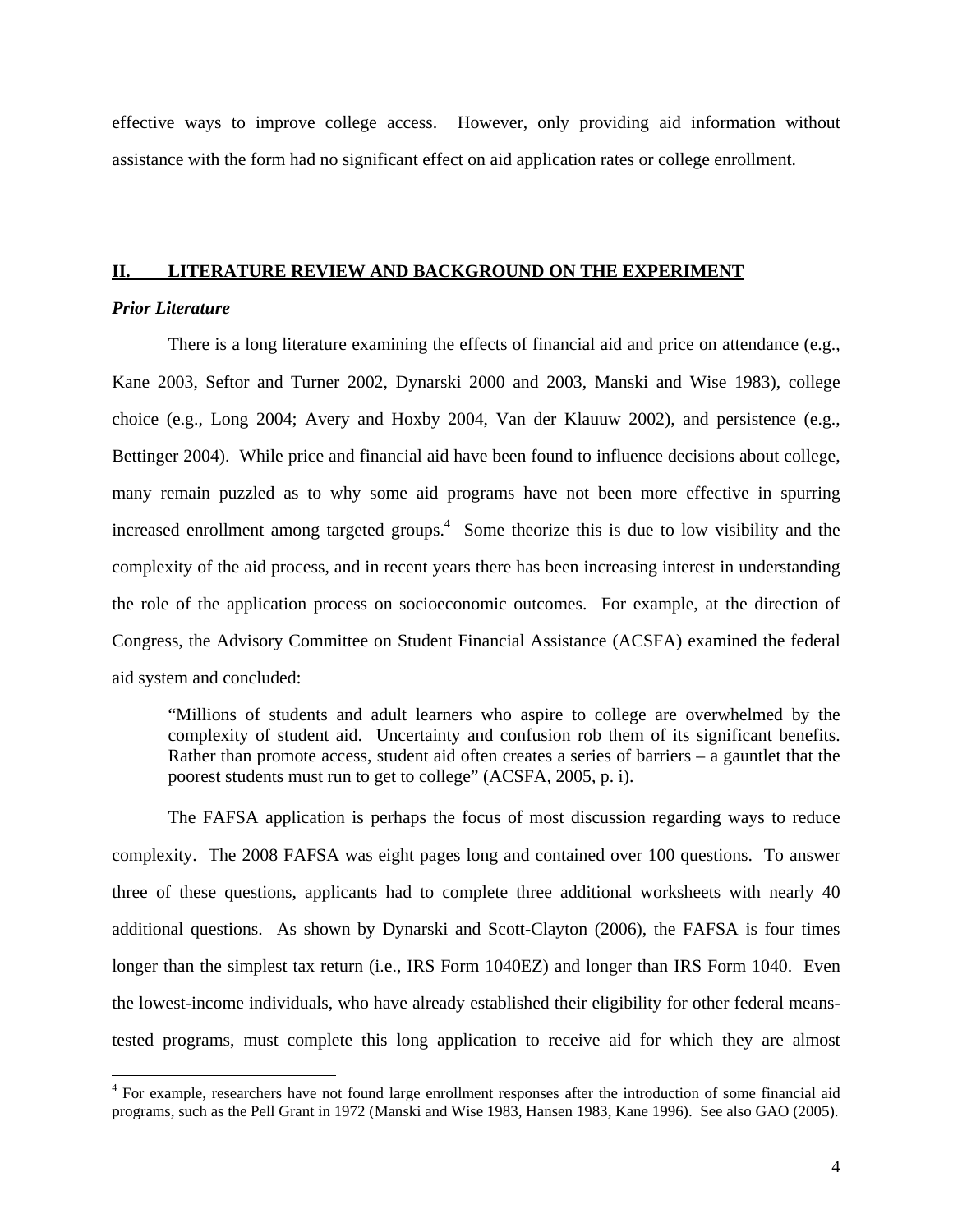effective ways to improve college access. However, only providing aid information without assistance with the form had no significant effect on aid application rates or college enrollment.

## II. LITERATURE REVIEW AND BACKGROUND ON THE EXPERIMENT

### *Prior Literature*

There is a long literature examining the effects of financial aid and price on attendance (e.g., Kane 2003, Seftor and Turner 2002, Dynarski 2000 and 2003, Manski and Wise 1983), college choice (e.g., Long 2004; Avery and Hoxby 2004, Van der Klauuw 2002), and persistence (e.g., Bettinger 2004). While price and financial aid have been found to influence decisions about college, many remain puzzled as to why some aid programs have not been more effective in spurring increased enrollment among targeted groups.[4] Some theorize this is due to low visibility and the complexity of the aid process, and in recent years there has been increasing interest in understanding the role of the application process on socioeconomic outcomes. For example, at the direction of Congress, the Advisory Committee on Student Financial Assistance (ACSFA) examined the federal aid system and concluded:

> "Millions of students and adult learners who aspire to college are overwhelmed by the complexity of student aid. Uncertainty and confusion rob them of its significant benefits. Rather than promote access, student aid often creates a series of barriers – a gauntlet that the poorest students must run to get to college" (ACSFA, 2005, p. i).

The FAFSA application is perhaps the focus of most discussion regarding ways to reduce complexity. The 2008 FAFSA was eight pages long and contained over 100 questions. To answer three of these questions, applicants had to complete three additional worksheets with nearly 40 additional questions. As shown by Dynarski and Scott-Clayton (2006), the FAFSA is four times longer than the simplest tax return (i.e., IRS Form 1040EZ) and longer than IRS Form 1040. Even the lowest-income individuals, who have already established their eligibility for other federal means-tested programs, must complete this long application to receive aid for which they are almost

[4] For example, researchers have not found large enrollment responses after the introduction of some financial aid programs, such as the Pell Grant in 1972 (Manski and Wise 1983, Hansen 1983, Kane 1996). See also GAO (2005).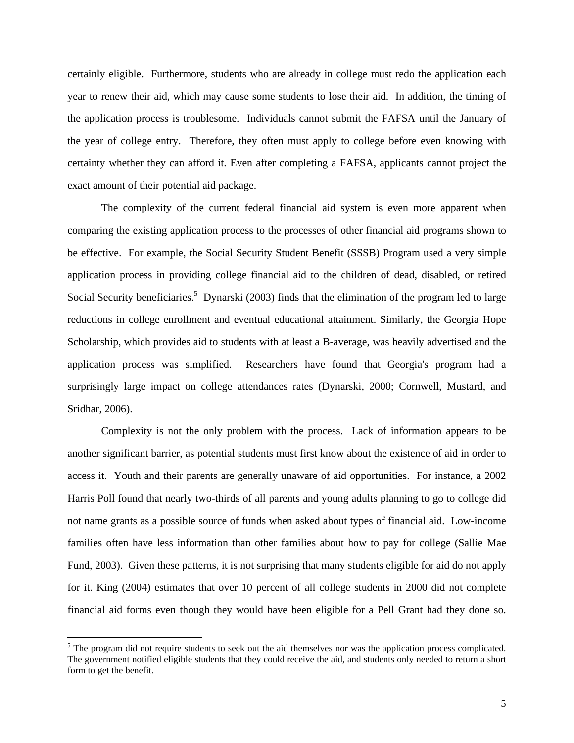certainly eligible. Furthermore, students who are already in college must redo the application each year to renew their aid, which may cause some students to lose their aid. In addition, the timing of the application process is troublesome. Individuals cannot submit the FAFSA until the January of the year of college entry. Therefore, they often must apply to college before even knowing with certainty whether they can afford it. Even after completing a FAFSA, applicants cannot project the exact amount of their potential aid package.

The complexity of the current federal financial aid system is even more apparent when comparing the existing application process to the processes of other financial aid programs shown to be effective. For example, the Social Security Student Benefit (SSSB) Program used a very simple application process in providing college financial aid to the children of dead, disabled, or retired Social Security beneficiaries.[5] Dynarski (2003) finds that the elimination of the program led to large reductions in college enrollment and eventual educational attainment. Similarly, the Georgia Hope Scholarship, which provides aid to students with at least a B-average, was heavily advertised and the application process was simplified. Researchers have found that Georgia's program had a surprisingly large impact on college attendances rates (Dynarski, 2000; Cornwell, Mustard, and Sridhar, 2006).

Complexity is not the only problem with the process. Lack of information appears to be another significant barrier, as potential students must first know about the existence of aid in order to access it. Youth and their parents are generally unaware of aid opportunities. For instance, a 2002 Harris Poll found that nearly two-thirds of all parents and young adults planning to go to college did not name grants as a possible source of funds when asked about types of financial aid. Low-income families often have less information than other families about how to pay for college (Sallie Mae Fund, 2003). Given these patterns, it is not surprising that many students eligible for aid do not apply for it. King (2004) estimates that over 10 percent of all college students in 2000 did not complete financial aid forms even though they would have been eligible for a Pell Grant had they done so.

[5] The program did not require students to seek out the aid themselves nor was the application process complicated. The government notified eligible students that they could receive the aid, and students only needed to return a short form to get the benefit.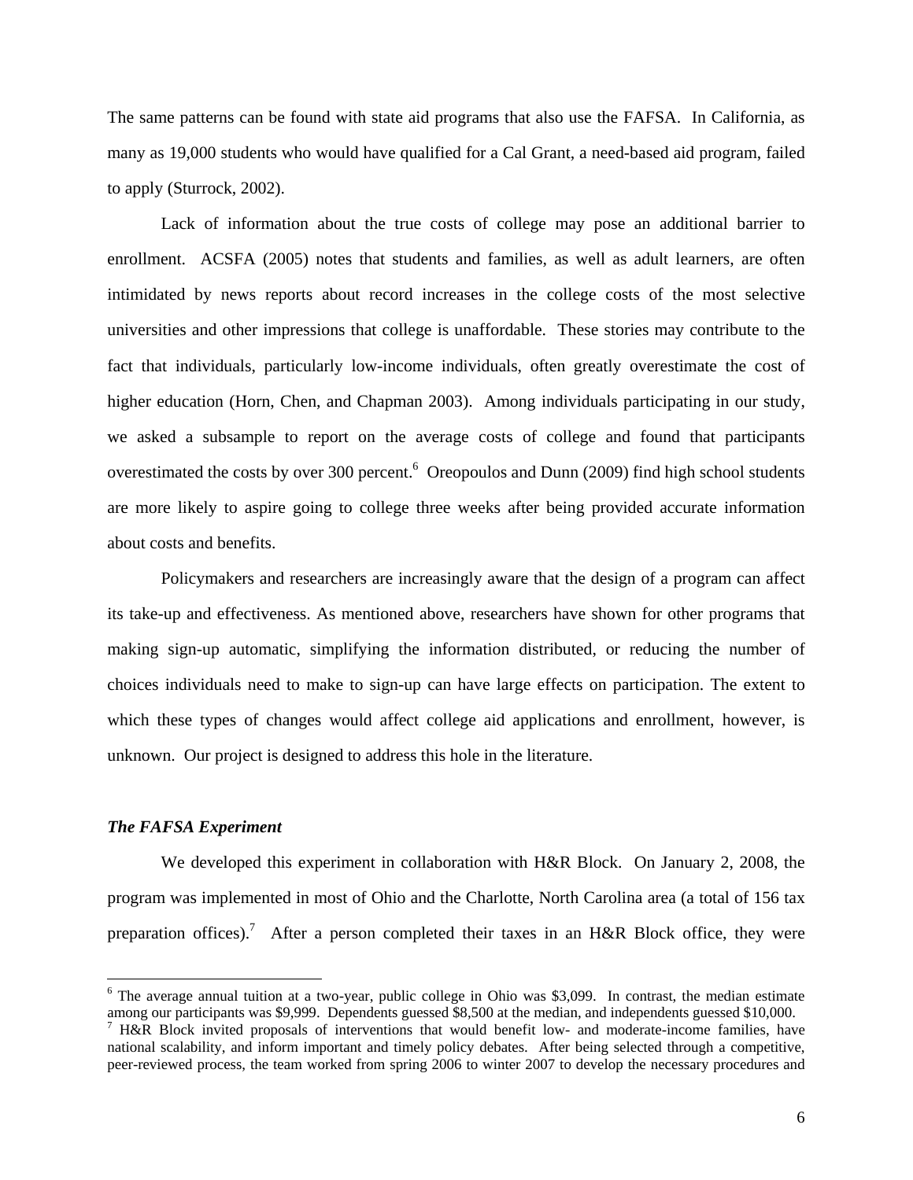The same patterns can be found with state aid programs that also use the FAFSA. In California, as many as 19,000 students who would have qualified for a Cal Grant, a need-based aid program, failed to apply (Sturrock, 2002).

Lack of information about the true costs of college may pose an additional barrier to enrollment. ACSFA (2005) notes that students and families, as well as adult learners, are often intimidated by news reports about record increases in the college costs of the most selective universities and other impressions that college is unaffordable. These stories may contribute to the fact that individuals, particularly low-income individuals, often greatly overestimate the cost of higher education (Horn, Chen, and Chapman 2003). Among individuals participating in our study, we asked a subsample to report on the average costs of college and found that participants overestimated the costs by over 300 percent.[6] Oreopoulos and Dunn (2009) find high school students are more likely to aspire going to college three weeks after being provided accurate information about costs and benefits.

Policymakers and researchers are increasingly aware that the design of a program can affect its take-up and effectiveness. As mentioned above, researchers have shown for other programs that making sign-up automatic, simplifying the information distributed, or reducing the number of choices individuals need to make to sign-up can have large effects on participation. The extent to which these types of changes would affect college aid applications and enrollment, however, is unknown. Our project is designed to address this hole in the literature.

### *The FAFSA Experiment*

We developed this experiment in collaboration with H&R Block. On January 2, 2008, the program was implemented in most of Ohio and the Charlotte, North Carolina area (a total of 156 tax preparation offices).[7] After a person completed their taxes in an H&R Block office, they were

---

[6] The average annual tuition at a two-year, public college in Ohio was $3,099. In contrast, the median estimate among our participants was $9,999. Dependents guessed $8,500 at the median, and independents guessed $10,000.

[7] H&R Block invited proposals of interventions that would benefit low- and moderate-income families, have national scalability, and inform important and timely policy debates. After being selected through a competitive, peer-reviewed process, the team worked from spring 2006 to winter 2007 to develop the necessary procedures and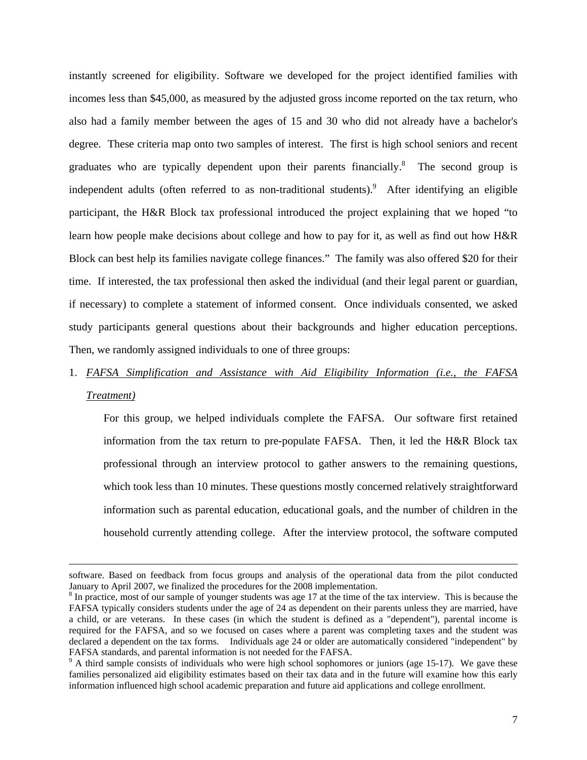instantly screened for eligibility. Software we developed for the project identified families with incomes less than $45,000, as measured by the adjusted gross income reported on the tax return, who also had a family member between the ages of 15 and 30 who did not already have a bachelor's degree. These criteria map onto two samples of interest. The first is high school seniors and recent graduates who are typically dependent upon their parents financially.[8] The second group is independent adults (often referred to as non-traditional students).[9] After identifying an eligible participant, the H&R Block tax professional introduced the project explaining that we hoped "to learn how people make decisions about college and how to pay for it, as well as find out how H&R Block can best help its families navigate college finances." The family was also offered $20 for their time. If interested, the tax professional then asked the individual (and their legal parent or guardian, if necessary) to complete a statement of informed consent. Once individuals consented, we asked study participants general questions about their backgrounds and higher education perceptions. Then, we randomly assigned individuals to one of three groups:

1. *FAFSA Simplification and Assistance with Aid Eligibility Information (i.e., the FAFSA Treatment)*

   For this group, we helped individuals complete the FAFSA. Our software first retained information from the tax return to pre-populate FAFSA. Then, it led the H&R Block tax professional through an interview protocol to gather answers to the remaining questions, which took less than 10 minutes. These questions mostly concerned relatively straightforward information such as parental education, educational goals, and the number of children in the household currently attending college. After the interview protocol, the software computed

---

software. Based on feedback from focus groups and analysis of the operational data from the pilot conducted January to April 2007, we finalized the procedures for the 2008 implementation.

[8] In practice, most of our sample of younger students was age 17 at the time of the tax interview. This is because the FAFSA typically considers students under the age of 24 as dependent on their parents unless they are married, have a child, or are veterans. In these cases (in which the student is defined as a "dependent"), parental income is required for the FAFSA, and so we focused on cases where a parent was completing taxes and the student was declared a dependent on the tax forms. Individuals age 24 or older are automatically considered "independent" by FAFSA standards, and parental information is not needed for the FAFSA.

[9] A third sample consists of individuals who were high school sophomores or juniors (age 15-17). We gave these families personalized aid eligibility estimates based on their tax data and in the future will examine how this early information influenced high school academic preparation and future aid applications and college enrollment.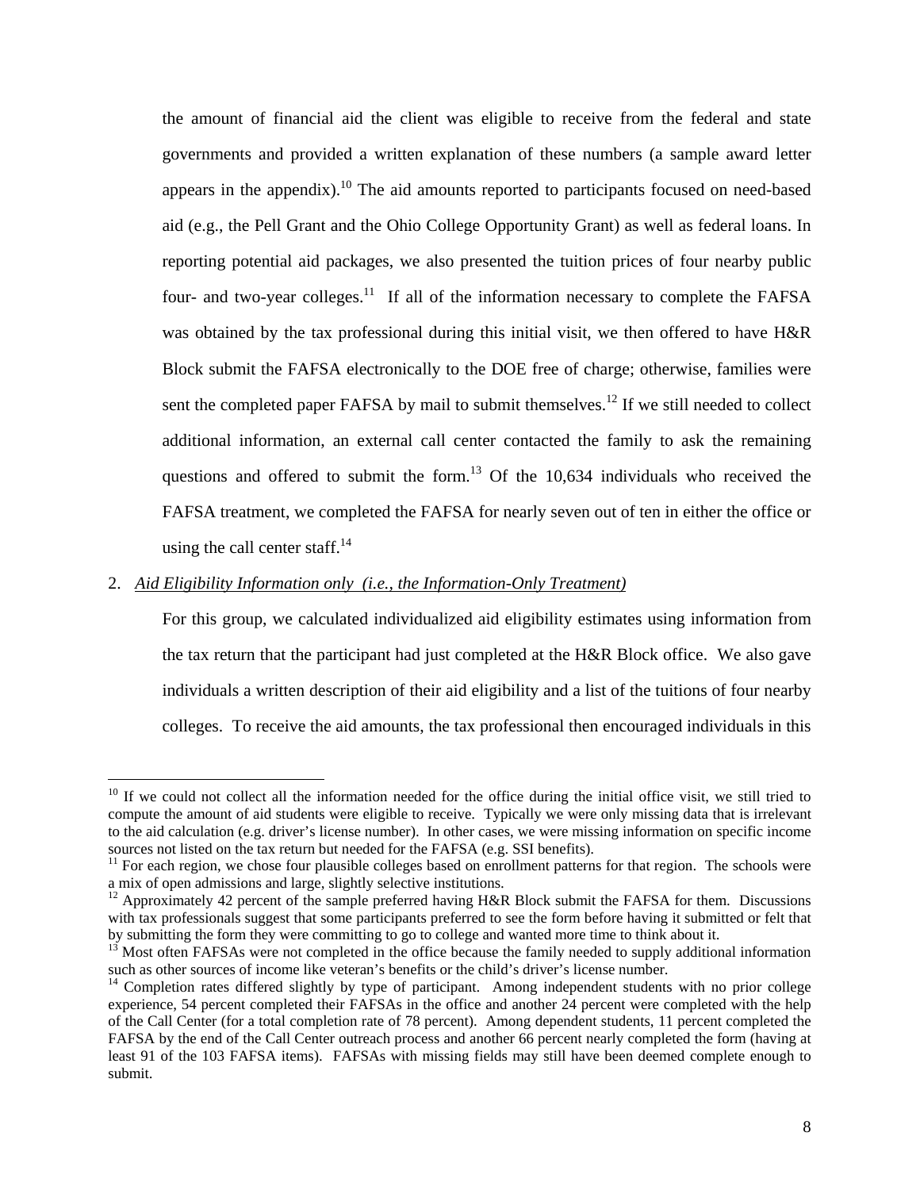the amount of financial aid the client was eligible to receive from the federal and state governments and provided a written explanation of these numbers (a sample award letter appears in the appendix).[10] The aid amounts reported to participants focused on need-based aid (e.g., the Pell Grant and the Ohio College Opportunity Grant) as well as federal loans. In reporting potential aid packages, we also presented the tuition prices of four nearby public four- and two-year colleges.[11] If all of the information necessary to complete the FAFSA was obtained by the tax professional during this initial visit, we then offered to have H&R Block submit the FAFSA electronically to the DOE free of charge; otherwise, families were sent the completed paper FAFSA by mail to submit themselves.[12] If we still needed to collect additional information, an external call center contacted the family to ask the remaining questions and offered to submit the form.[13] Of the 10,634 individuals who received the FAFSA treatment, we completed the FAFSA for nearly seven out of ten in either the office or using the call center staff.[14]

2. *Aid Eligibility Information only (i.e., the Information-Only Treatment)*

   For this group, we calculated individualized aid eligibility estimates using information from the tax return that the participant had just completed at the H&R Block office. We also gave individuals a written description of their aid eligibility and a list of the tuitions of four nearby colleges. To receive the aid amounts, the tax professional then encouraged individuals in this

---

[10] If we could not collect all the information needed for the office during the initial office visit, we still tried to compute the amount of aid students were eligible to receive. Typically we were only missing data that is irrelevant to the aid calculation (e.g. driver's license number). In other cases, we were missing information on specific income sources not listed on the tax return but needed for the FAFSA (e.g. SSI benefits).

[11] For each region, we chose four plausible colleges based on enrollment patterns for that region. The schools were a mix of open admissions and large, slightly selective institutions.

[12] Approximately 42 percent of the sample preferred having H&R Block submit the FAFSA for them. Discussions with tax professionals suggest that some participants preferred to see the form before having it submitted or felt that by submitting the form they were committing to go to college and wanted more time to think about it.

[13] Most often FAFSAs were not completed in the office because the family needed to supply additional information such as other sources of income like veteran's benefits or the child's driver's license number.

[14] Completion rates differed slightly by type of participant. Among independent students with no prior college experience, 54 percent completed their FAFSAs in the office and another 24 percent were completed with the help of the Call Center (for a total completion rate of 78 percent). Among dependent students, 11 percent completed the FAFSA by the end of the Call Center outreach process and another 66 percent nearly completed the form (having at least 91 of the 103 FAFSA items). FAFSAs with missing fields may still have been deemed complete enough to submit.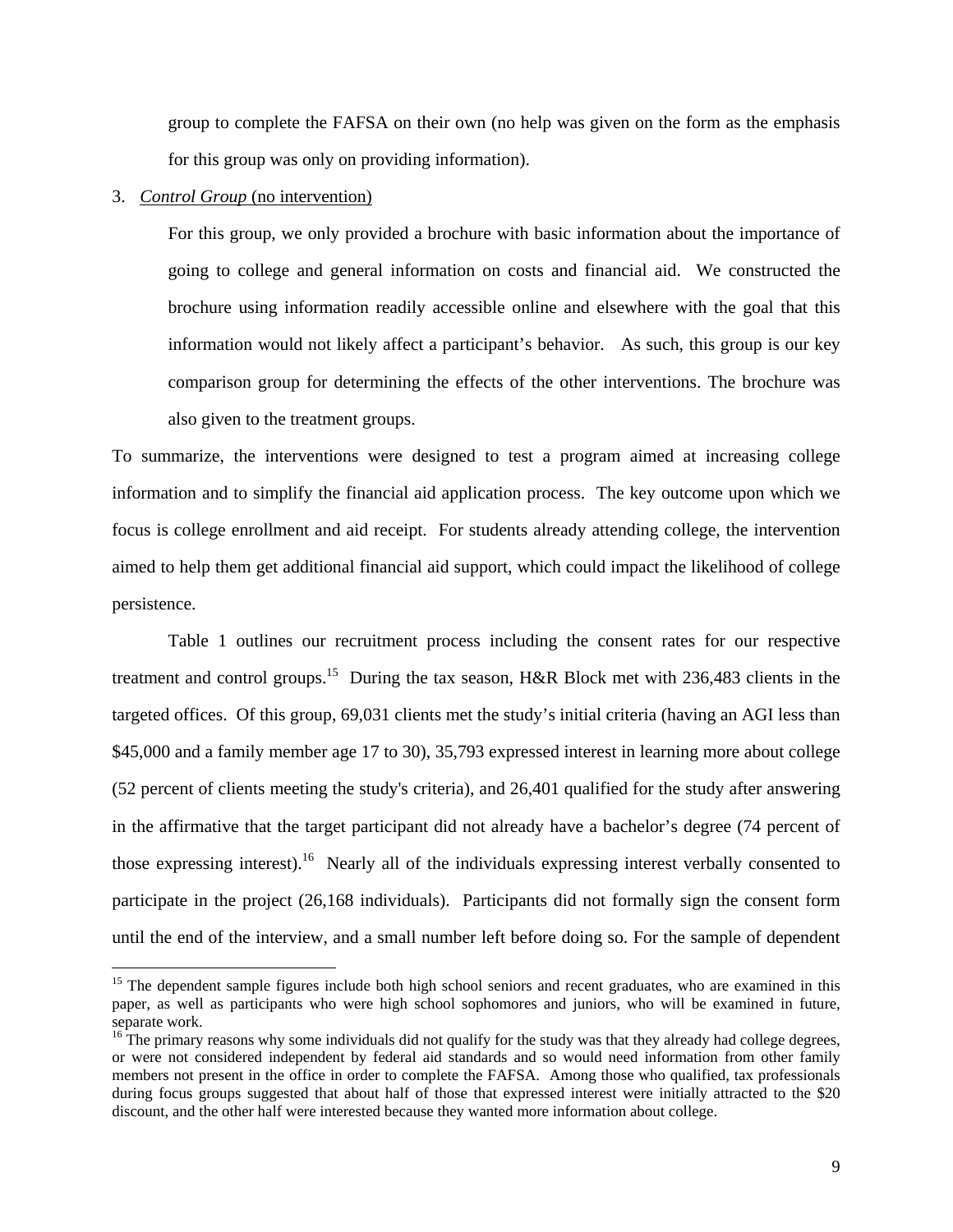group to complete the FAFSA on their own (no help was given on the form as the emphasis for this group was only on providing information).

3. *Control Group* (no intervention)

   For this group, we only provided a brochure with basic information about the importance of going to college and general information on costs and financial aid. We constructed the brochure using information readily accessible online and elsewhere with the goal that this information would not likely affect a participant's behavior. As such, this group is our key comparison group for determining the effects of the other interventions. The brochure was also given to the treatment groups.

To summarize, the interventions were designed to test a program aimed at increasing college information and to simplify the financial aid application process. The key outcome upon which we focus is college enrollment and aid receipt. For students already attending college, the intervention aimed to help them get additional financial aid support, which could impact the likelihood of college persistence.

Table 1 outlines our recruitment process including the consent rates for our respective treatment and control groups.[15] During the tax season, H&R Block met with 236,483 clients in the targeted offices. Of this group, 69,031 clients met the study's initial criteria (having an AGI less than $45,000 and a family member age 17 to 30), 35,793 expressed interest in learning more about college (52 percent of clients meeting the study's criteria), and 26,401 qualified for the study after answering in the affirmative that the target participant did not already have a bachelor's degree (74 percent of those expressing interest).[16] Nearly all of the individuals expressing interest verbally consented to participate in the project (26,168 individuals). Participants did not formally sign the consent form until the end of the interview, and a small number left before doing so. For the sample of dependent

[15] The dependent sample figures include both high school seniors and recent graduates, who are examined in this paper, as well as participants who were high school sophomores and juniors, who will be examined in future, separate work.

[16] The primary reasons why some individuals did not qualify for the study was that they already had college degrees, or were not considered independent by federal aid standards and so would need information from other family members not present in the office in order to complete the FAFSA. Among those who qualified, tax professionals during focus groups suggested that about half of those that expressed interest were initially attracted to the $20 discount, and the other half were interested because they wanted more information about college.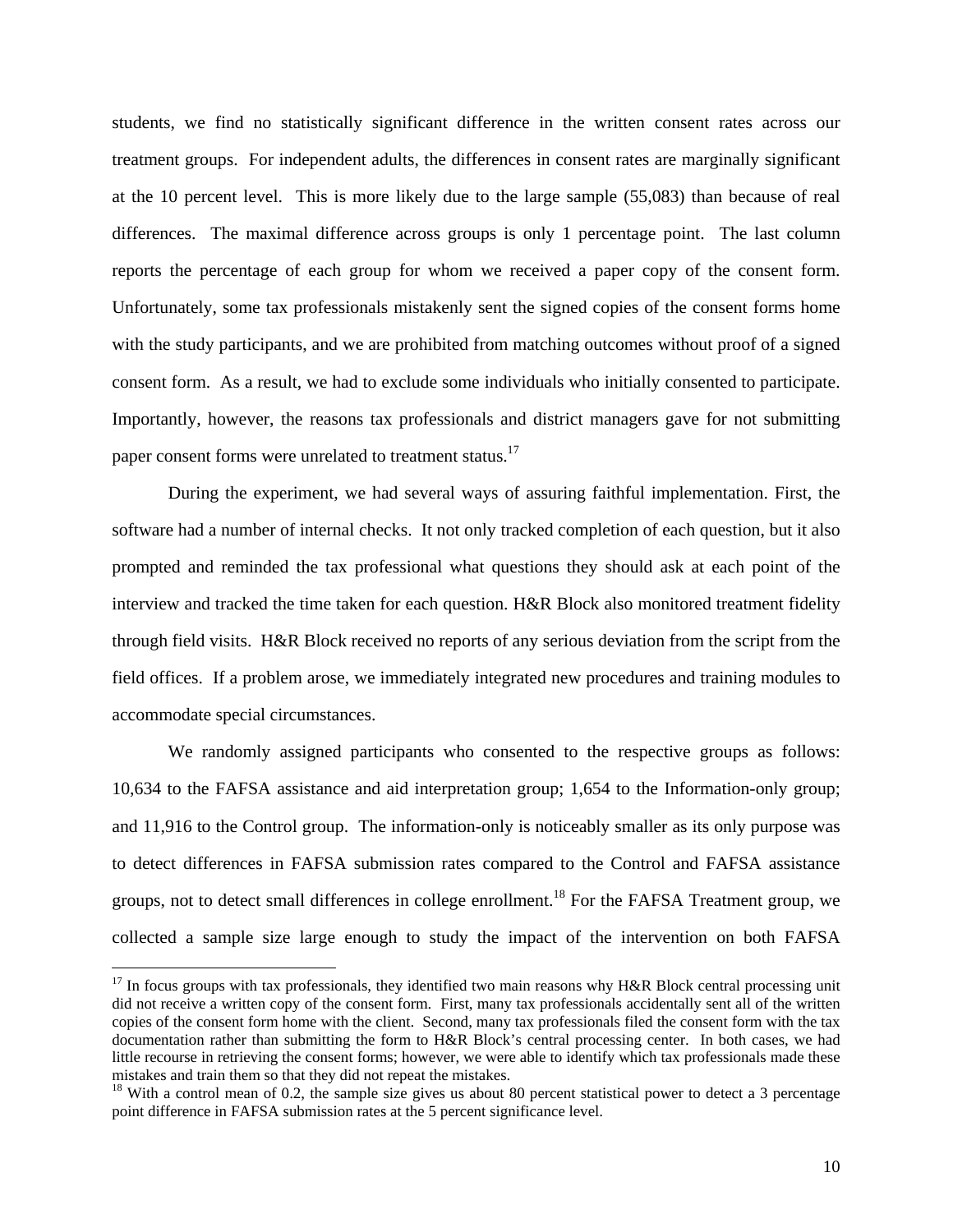students, we find no statistically significant difference in the written consent rates across our treatment groups. For independent adults, the differences in consent rates are marginally significant at the 10 percent level. This is more likely due to the large sample (55,083) than because of real differences. The maximal difference across groups is only 1 percentage point. The last column reports the percentage of each group for whom we received a paper copy of the consent form. Unfortunately, some tax professionals mistakenly sent the signed copies of the consent forms home with the study participants, and we are prohibited from matching outcomes without proof of a signed consent form. As a result, we had to exclude some individuals who initially consented to participate. Importantly, however, the reasons tax professionals and district managers gave for not submitting paper consent forms were unrelated to treatment status.[17]

During the experiment, we had several ways of assuring faithful implementation. First, the software had a number of internal checks. It not only tracked completion of each question, but it also prompted and reminded the tax professional what questions they should ask at each point of the interview and tracked the time taken for each question. H&R Block also monitored treatment fidelity through field visits. H&R Block received no reports of any serious deviation from the script from the field offices. If a problem arose, we immediately integrated new procedures and training modules to accommodate special circumstances.

We randomly assigned participants who consented to the respective groups as follows: 10,634 to the FAFSA assistance and aid interpretation group; 1,654 to the Information-only group; and 11,916 to the Control group. The information-only is noticeably smaller as its only purpose was to detect differences in FAFSA submission rates compared to the Control and FAFSA assistance groups, not to detect small differences in college enrollment.[18] For the FAFSA Treatment group, we collected a sample size large enough to study the impact of the intervention on both FAFSA

[17] In focus groups with tax professionals, they identified two main reasons why H&R Block central processing unit did not receive a written copy of the consent form. First, many tax professionals accidentally sent all of the written copies of the consent form home with the client. Second, many tax professionals filed the consent form with the tax documentation rather than submitting the form to H&R Block's central processing center. In both cases, we had little recourse in retrieving the consent forms; however, we were able to identify which tax professionals made these mistakes and train them so that they did not repeat the mistakes.

[18] With a control mean of 0.2, the sample size gives us about 80 percent statistical power to detect a 3 percentage point difference in FAFSA submission rates at the 5 percent significance level.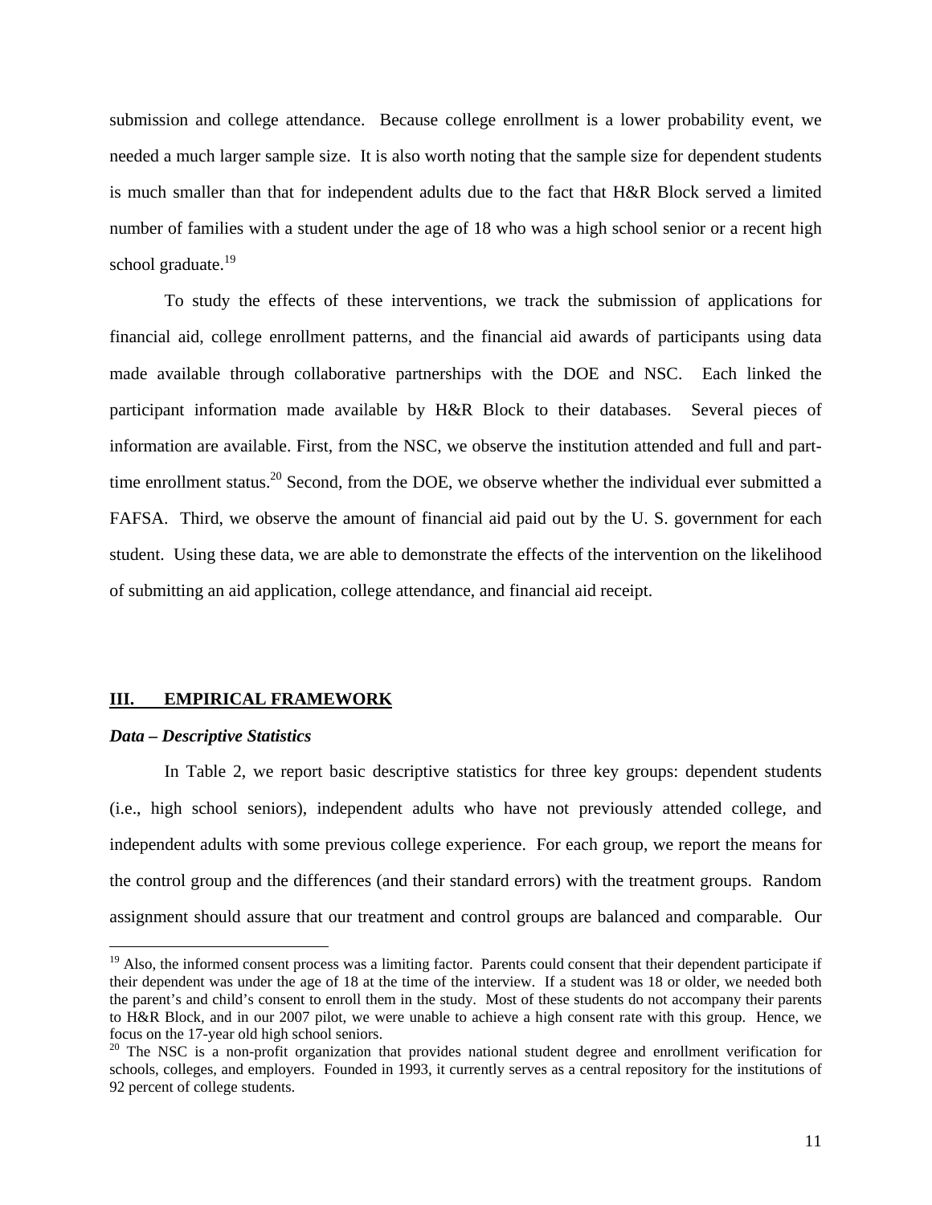submission and college attendance. Because college enrollment is a lower probability event, we needed a much larger sample size. It is also worth noting that the sample size for dependent students is much smaller than that for independent adults due to the fact that H&R Block served a limited number of families with a student under the age of 18 who was a high school senior or a recent high school graduate.[19]

To study the effects of these interventions, we track the submission of applications for financial aid, college enrollment patterns, and the financial aid awards of participants using data made available through collaborative partnerships with the DOE and NSC. Each linked the participant information made available by H&R Block to their databases. Several pieces of information are available. First, from the NSC, we observe the institution attended and full and part-time enrollment status.[20] Second, from the DOE, we observe whether the individual ever submitted a FAFSA. Third, we observe the amount of financial aid paid out by the U. S. government for each student. Using these data, we are able to demonstrate the effects of the intervention on the likelihood of submitting an aid application, college attendance, and financial aid receipt.

## III. EMPIRICAL FRAMEWORK

### *Data – Descriptive Statistics*

In Table 2, we report basic descriptive statistics for three key groups: dependent students (i.e., high school seniors), independent adults who have not previously attended college, and independent adults with some previous college experience. For each group, we report the means for the control group and the differences (and their standard errors) with the treatment groups. Random assignment should assure that our treatment and control groups are balanced and comparable. Our

---

[19] Also, the informed consent process was a limiting factor. Parents could consent that their dependent participate if their dependent was under the age of 18 at the time of the interview. If a student was 18 or older, we needed both the parent's and child's consent to enroll them in the study. Most of these students do not accompany their parents to H&R Block, and in our 2007 pilot, we were unable to achieve a high consent rate with this group. Hence, we focus on the 17-year old high school seniors.

[20] The NSC is a non-profit organization that provides national student degree and enrollment verification for schools, colleges, and employers. Founded in 1993, it currently serves as a central repository for the institutions of 92 percent of college students.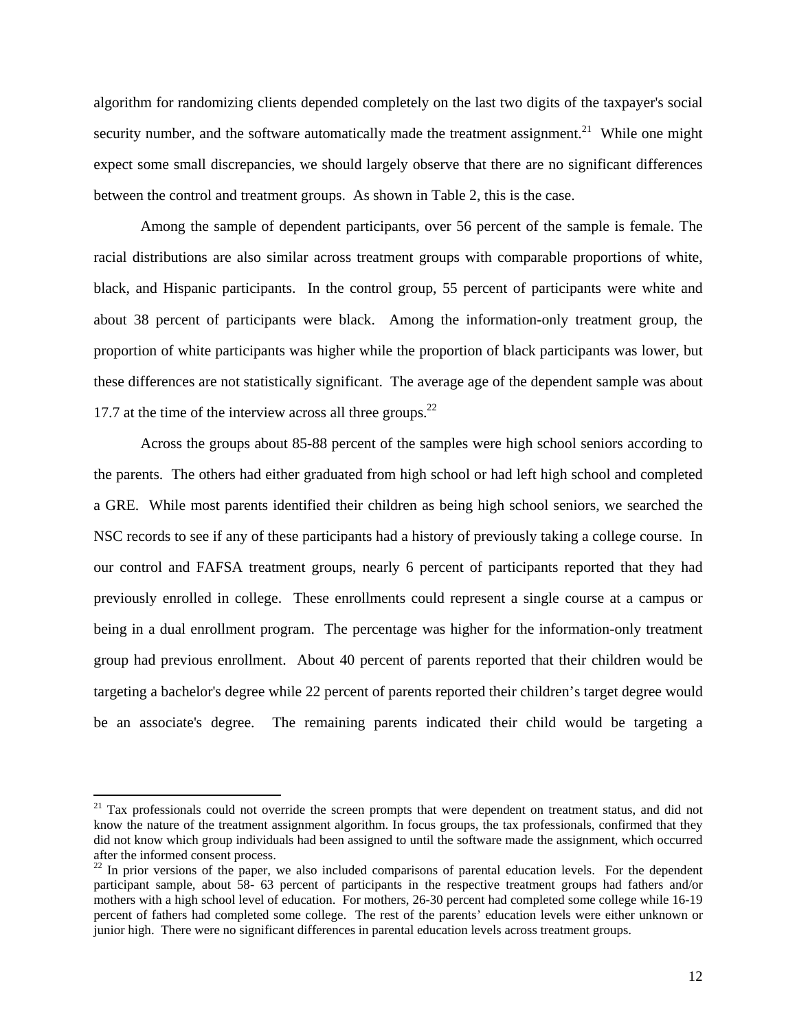algorithm for randomizing clients depended completely on the last two digits of the taxpayer's social security number, and the software automatically made the treatment assignment.[21] While one might expect some small discrepancies, we should largely observe that there are no significant differences between the control and treatment groups. As shown in Table 2, this is the case.

Among the sample of dependent participants, over 56 percent of the sample is female. The racial distributions are also similar across treatment groups with comparable proportions of white, black, and Hispanic participants. In the control group, 55 percent of participants were white and about 38 percent of participants were black. Among the information-only treatment group, the proportion of white participants was higher while the proportion of black participants was lower, but these differences are not statistically significant. The average age of the dependent sample was about 17.7 at the time of the interview across all three groups.[22]

Across the groups about 85-88 percent of the samples were high school seniors according to the parents. The others had either graduated from high school or had left high school and completed a GRE. While most parents identified their children as being high school seniors, we searched the NSC records to see if any of these participants had a history of previously taking a college course. In our control and FAFSA treatment groups, nearly 6 percent of participants reported that they had previously enrolled in college. These enrollments could represent a single course at a campus or being in a dual enrollment program. The percentage was higher for the information-only treatment group had previous enrollment. About 40 percent of parents reported that their children would be targeting a bachelor's degree while 22 percent of parents reported their children's target degree would be an associate's degree. The remaining parents indicated their child would be targeting a

---

[21] Tax professionals could not override the screen prompts that were dependent on treatment status, and did not know the nature of the treatment assignment algorithm. In focus groups, the tax professionals, confirmed that they did not know which group individuals had been assigned to until the software made the assignment, which occurred after the informed consent process.

[22] In prior versions of the paper, we also included comparisons of parental education levels. For the dependent participant sample, about 58- 63 percent of participants in the respective treatment groups had fathers and/or mothers with a high school level of education. For mothers, 26-30 percent had completed some college while 16-19 percent of fathers had completed some college. The rest of the parents' education levels were either unknown or junior high. There were no significant differences in parental education levels across treatment groups.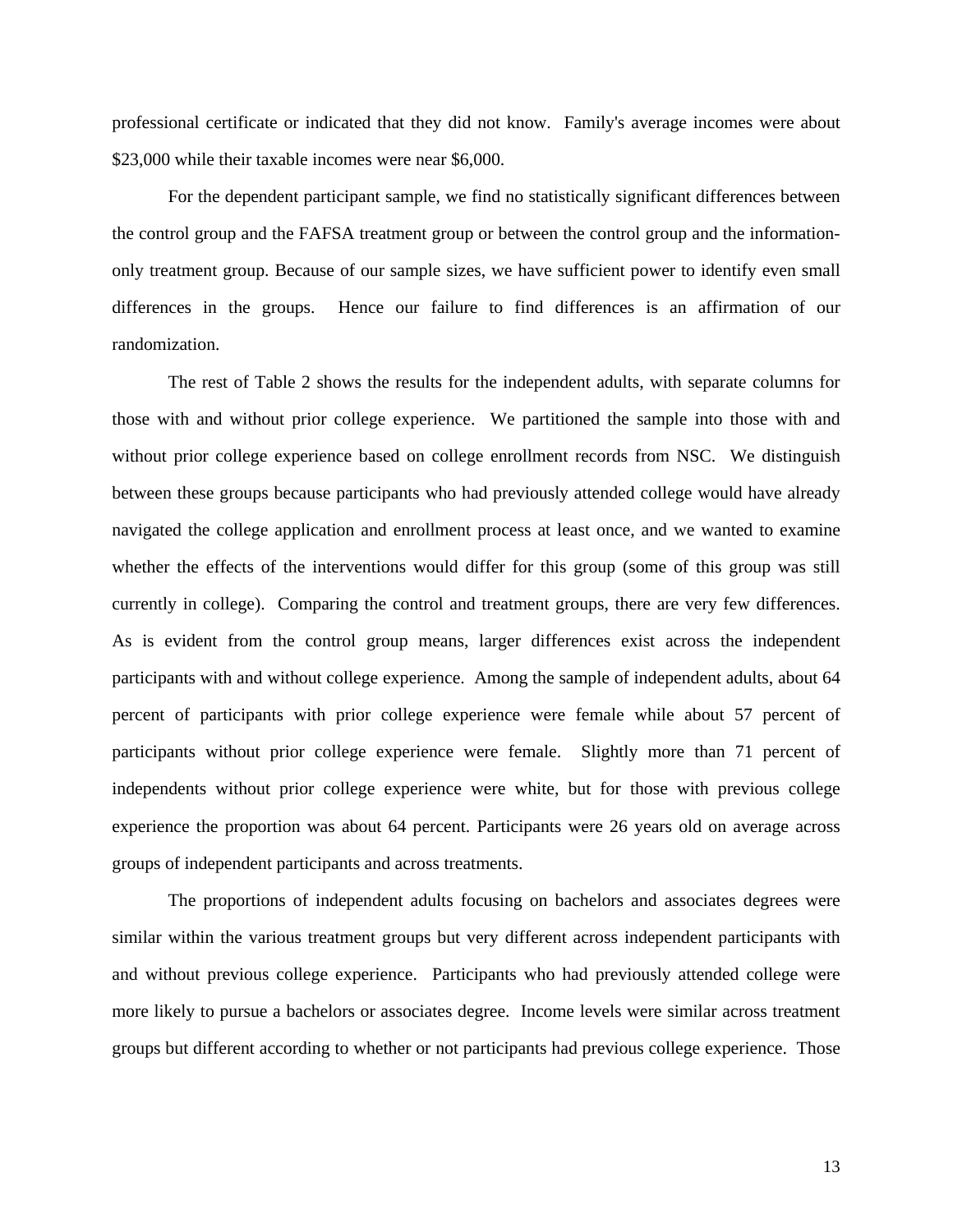professional certificate or indicated that they did not know. Family's average incomes were about $23,000 while their taxable incomes were near $6,000.

For the dependent participant sample, we find no statistically significant differences between the control group and the FAFSA treatment group or between the control group and the information-only treatment group. Because of our sample sizes, we have sufficient power to identify even small differences in the groups. Hence our failure to find differences is an affirmation of our randomization.

The rest of Table 2 shows the results for the independent adults, with separate columns for those with and without prior college experience. We partitioned the sample into those with and without prior college experience based on college enrollment records from NSC. We distinguish between these groups because participants who had previously attended college would have already navigated the college application and enrollment process at least once, and we wanted to examine whether the effects of the interventions would differ for this group (some of this group was still currently in college). Comparing the control and treatment groups, there are very few differences. As is evident from the control group means, larger differences exist across the independent participants with and without college experience. Among the sample of independent adults, about 64 percent of participants with prior college experience were female while about 57 percent of participants without prior college experience were female. Slightly more than 71 percent of independents without prior college experience were white, but for those with previous college experience the proportion was about 64 percent. Participants were 26 years old on average across groups of independent participants and across treatments.

The proportions of independent adults focusing on bachelors and associates degrees were similar within the various treatment groups but very different across independent participants with and without previous college experience. Participants who had previously attended college were more likely to pursue a bachelors or associates degree. Income levels were similar across treatment groups but different according to whether or not participants had previous college experience. Those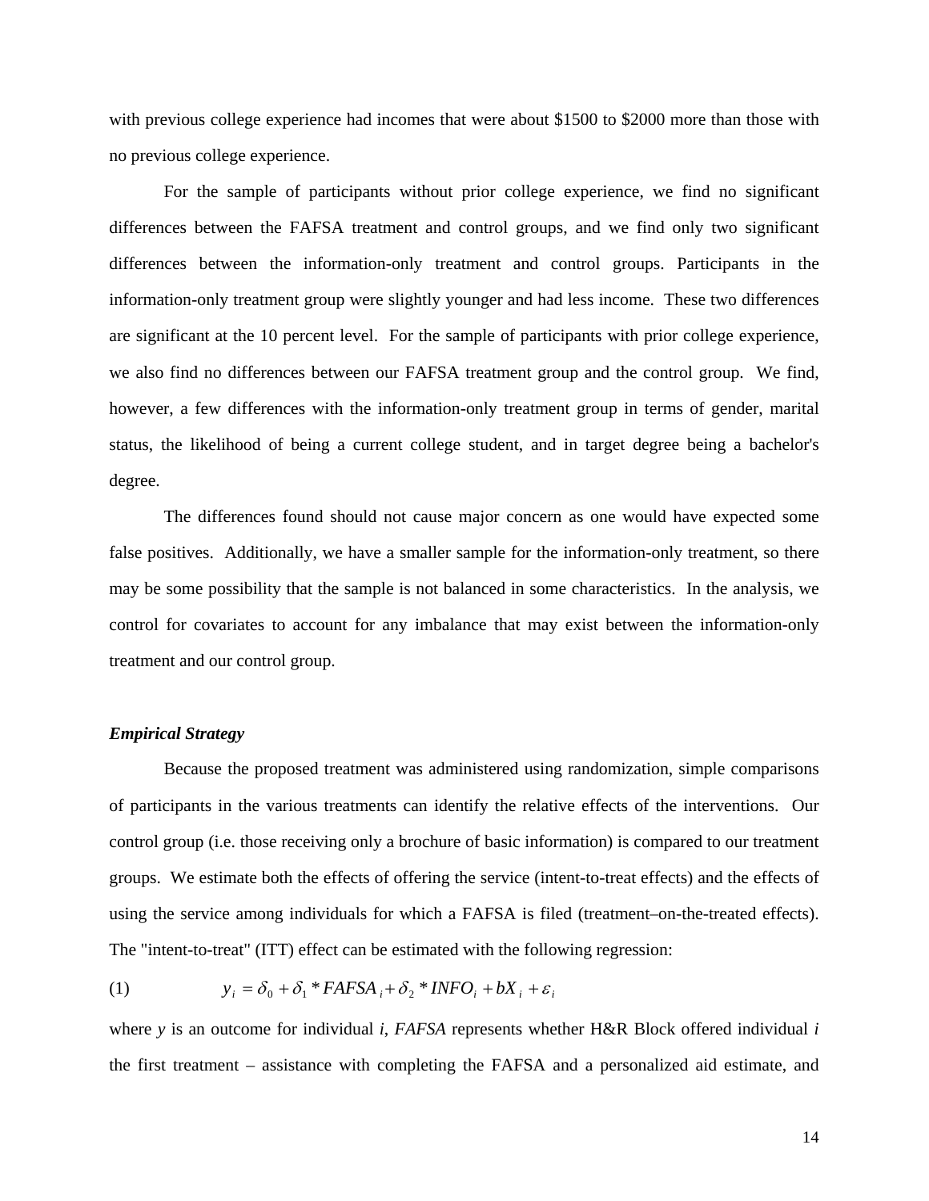with previous college experience had incomes that were about $1500 to $2000 more than those with no previous college experience.

For the sample of participants without prior college experience, we find no significant differences between the FAFSA treatment and control groups, and we find only two significant differences between the information-only treatment and control groups. Participants in the information-only treatment group were slightly younger and had less income. These two differences are significant at the 10 percent level. For the sample of participants with prior college experience, we also find no differences between our FAFSA treatment group and the control group. We find, however, a few differences with the information-only treatment group in terms of gender, marital status, the likelihood of being a current college student, and in target degree being a bachelor's degree.

The differences found should not cause major concern as one would have expected some false positives. Additionally, we have a smaller sample for the information-only treatment, so there may be some possibility that the sample is not balanced in some characteristics. In the analysis, we control for covariates to account for any imbalance that may exist between the information-only treatment and our control group.

***Empirical Strategy***

Because the proposed treatment was administered using randomization, simple comparisons of participants in the various treatments can identify the relative effects of the interventions. Our control group (i.e. those receiving only a brochure of basic information) is compared to our treatment groups. We estimate both the effects of offering the service (intent-to-treat effects) and the effects of using the service among individuals for which a FAFSA is filed (treatment–on-the-treated effects). The "intent-to-treat" (ITT) effect can be estimated with the following regression:

$$(1) \qquad y_i = \delta_0 + \delta_1 * FAFSA_i + \delta_2 * INFO_i + bX_i + \varepsilon_i$$

where $y$ is an outcome for individual $i$, *FAFSA* represents whether H&R Block offered individual $i$ the first treatment – assistance with completing the FAFSA and a personalized aid estimate, and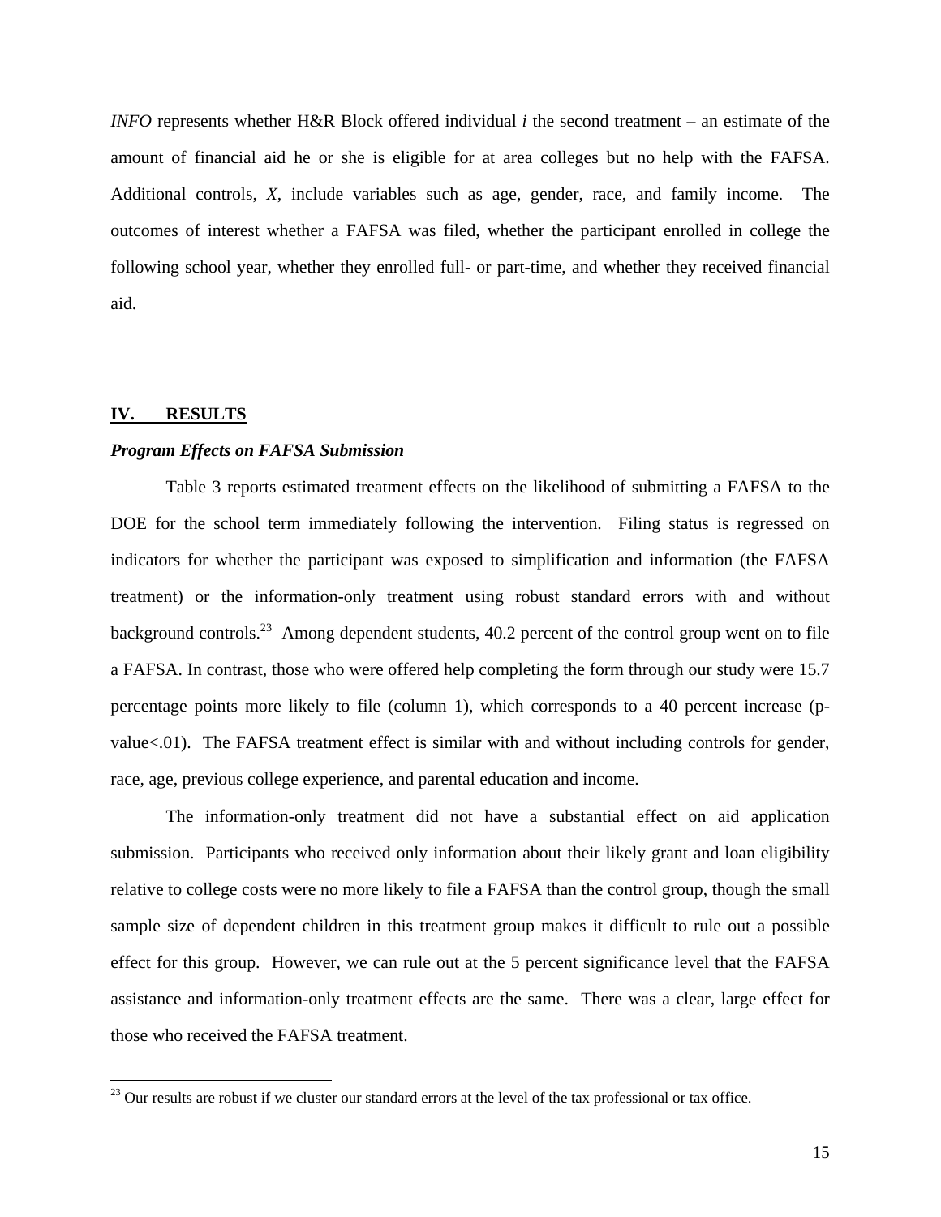*INFO* represents whether H&R Block offered individual *i* the second treatment – an estimate of the amount of financial aid he or she is eligible for at area colleges but no help with the FAFSA. Additional controls, *X*, include variables such as age, gender, race, and family income. The outcomes of interest whether a FAFSA was filed, whether the participant enrolled in college the following school year, whether they enrolled full- or part-time, and whether they received financial aid.

## IV. RESULTS

### *Program Effects on FAFSA Submission*

Table 3 reports estimated treatment effects on the likelihood of submitting a FAFSA to the DOE for the school term immediately following the intervention. Filing status is regressed on indicators for whether the participant was exposed to simplification and information (the FAFSA treatment) or the information-only treatment using robust standard errors with and without background controls.[23] Among dependent students, 40.2 percent of the control group went on to file a FAFSA. In contrast, those who were offered help completing the form through our study were 15.7 percentage points more likely to file (column 1), which corresponds to a 40 percent increase (p-value<.01). The FAFSA treatment effect is similar with and without including controls for gender, race, age, previous college experience, and parental education and income.

The information-only treatment did not have a substantial effect on aid application submission. Participants who received only information about their likely grant and loan eligibility relative to college costs were no more likely to file a FAFSA than the control group, though the small sample size of dependent children in this treatment group makes it difficult to rule out a possible effect for this group. However, we can rule out at the 5 percent significance level that the FAFSA assistance and information-only treatment effects are the same. There was a clear, large effect for those who received the FAFSA treatment.

[23] Our results are robust if we cluster our standard errors at the level of the tax professional or tax office.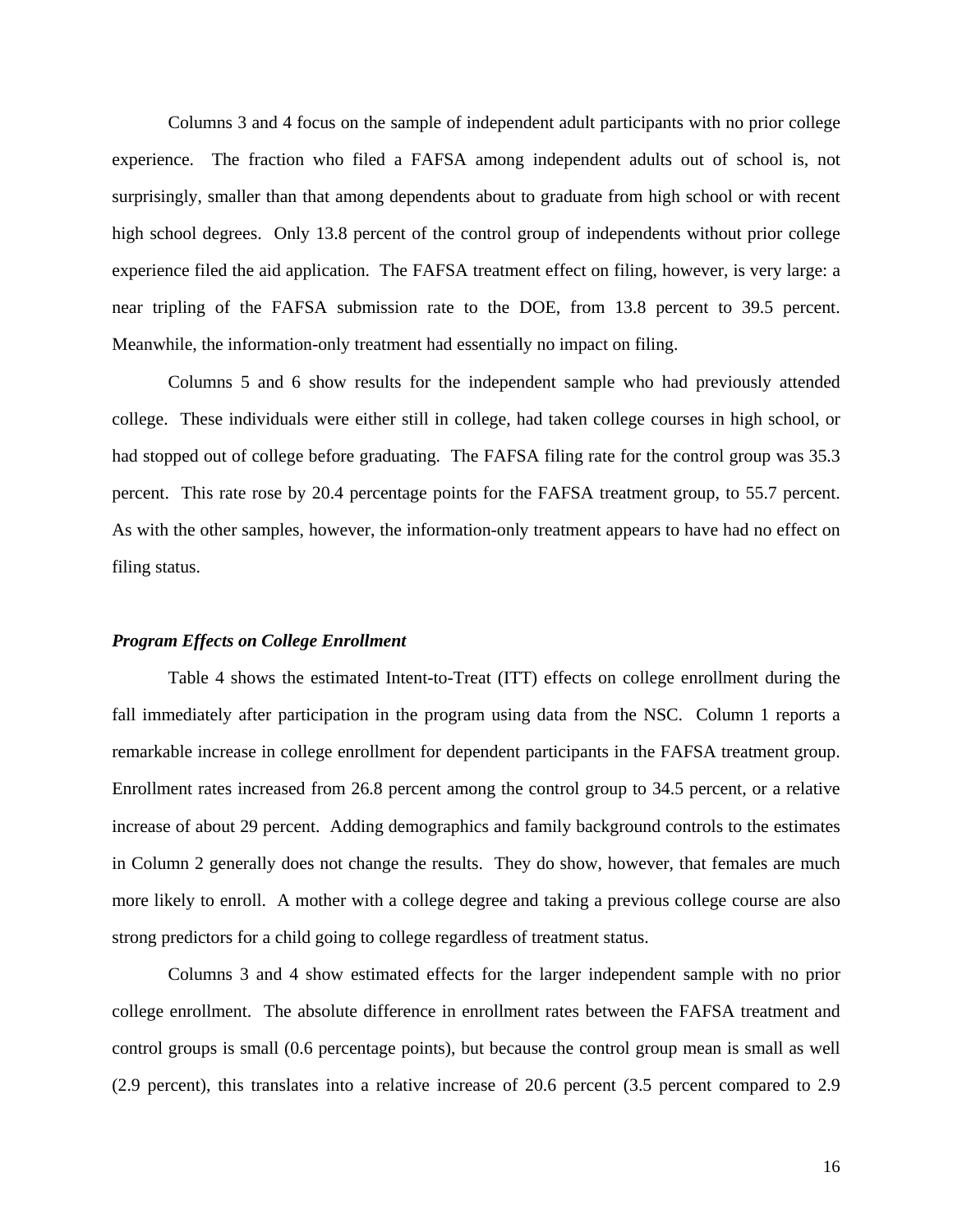Columns 3 and 4 focus on the sample of independent adult participants with no prior college experience. The fraction who filed a FAFSA among independent adults out of school is, not surprisingly, smaller than that among dependents about to graduate from high school or with recent high school degrees. Only 13.8 percent of the control group of independents without prior college experience filed the aid application. The FAFSA treatment effect on filing, however, is very large: a near tripling of the FAFSA submission rate to the DOE, from 13.8 percent to 39.5 percent. Meanwhile, the information-only treatment had essentially no impact on filing.

Columns 5 and 6 show results for the independent sample who had previously attended college. These individuals were either still in college, had taken college courses in high school, or had stopped out of college before graduating. The FAFSA filing rate for the control group was 35.3 percent. This rate rose by 20.4 percentage points for the FAFSA treatment group, to 55.7 percent. As with the other samples, however, the information-only treatment appears to have had no effect on filing status.

***Program Effects on College Enrollment***

Table 4 shows the estimated Intent-to-Treat (ITT) effects on college enrollment during the fall immediately after participation in the program using data from the NSC. Column 1 reports a remarkable increase in college enrollment for dependent participants in the FAFSA treatment group. Enrollment rates increased from 26.8 percent among the control group to 34.5 percent, or a relative increase of about 29 percent. Adding demographics and family background controls to the estimates in Column 2 generally does not change the results. They do show, however, that females are much more likely to enroll. A mother with a college degree and taking a previous college course are also strong predictors for a child going to college regardless of treatment status.

Columns 3 and 4 show estimated effects for the larger independent sample with no prior college enrollment. The absolute difference in enrollment rates between the FAFSA treatment and control groups is small (0.6 percentage points), but because the control group mean is small as well (2.9 percent), this translates into a relative increase of 20.6 percent (3.5 percent compared to 2.9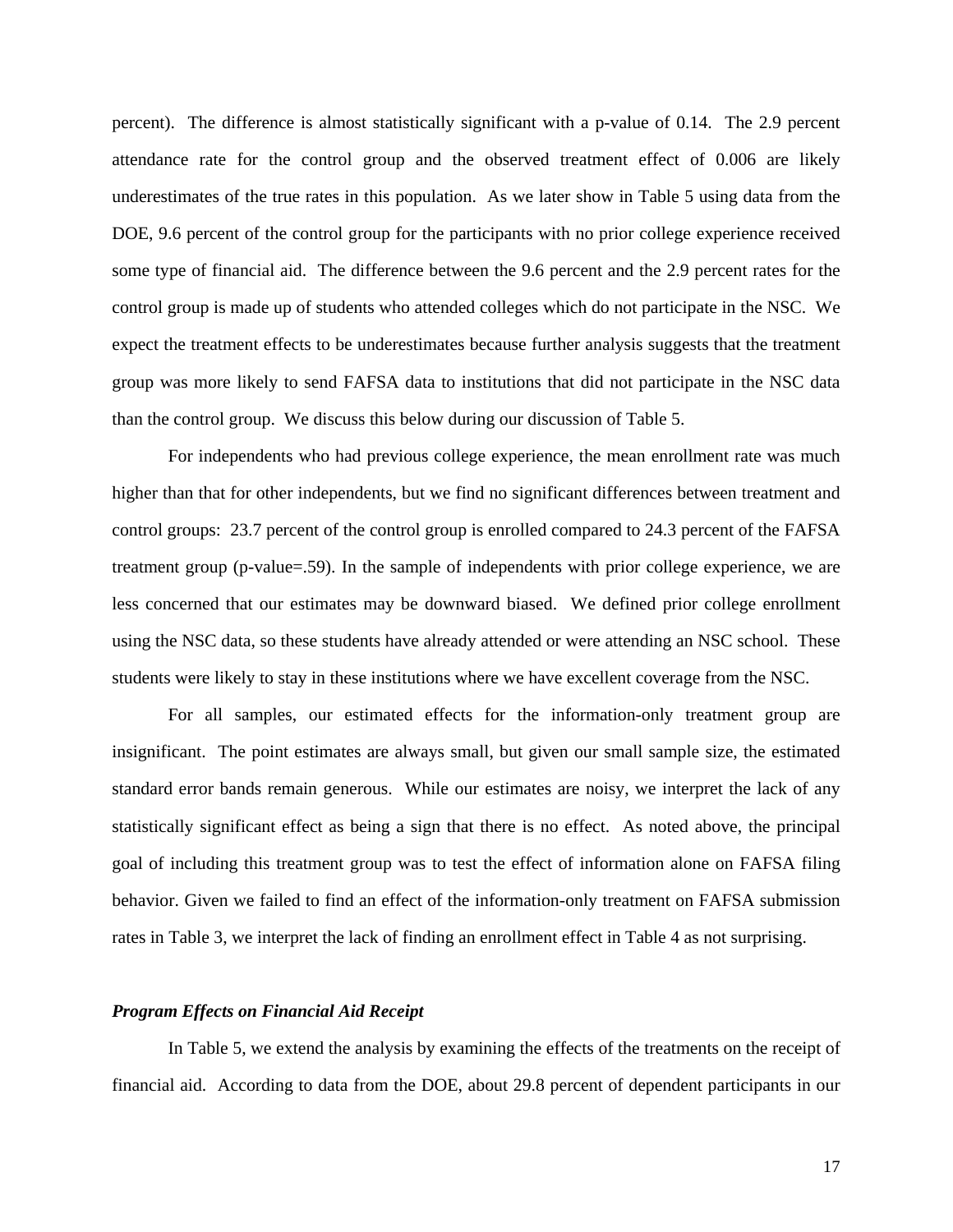percent). The difference is almost statistically significant with a p-value of 0.14. The 2.9 percent attendance rate for the control group and the observed treatment effect of 0.006 are likely underestimates of the true rates in this population. As we later show in Table 5 using data from the DOE, 9.6 percent of the control group for the participants with no prior college experience received some type of financial aid. The difference between the 9.6 percent and the 2.9 percent rates for the control group is made up of students who attended colleges which do not participate in the NSC. We expect the treatment effects to be underestimates because further analysis suggests that the treatment group was more likely to send FAFSA data to institutions that did not participate in the NSC data than the control group. We discuss this below during our discussion of Table 5.

For independents who had previous college experience, the mean enrollment rate was much higher than that for other independents, but we find no significant differences between treatment and control groups: 23.7 percent of the control group is enrolled compared to 24.3 percent of the FAFSA treatment group (p-value=.59). In the sample of independents with prior college experience, we are less concerned that our estimates may be downward biased. We defined prior college enrollment using the NSC data, so these students have already attended or were attending an NSC school. These students were likely to stay in these institutions where we have excellent coverage from the NSC.

For all samples, our estimated effects for the information-only treatment group are insignificant. The point estimates are always small, but given our small sample size, the estimated standard error bands remain generous. While our estimates are noisy, we interpret the lack of any statistically significant effect as being a sign that there is no effect. As noted above, the principal goal of including this treatment group was to test the effect of information alone on FAFSA filing behavior. Given we failed to find an effect of the information-only treatment on FAFSA submission rates in Table 3, we interpret the lack of finding an enrollment effect in Table 4 as not surprising.

### *Program Effects on Financial Aid Receipt*

In Table 5, we extend the analysis by examining the effects of the treatments on the receipt of financial aid. According to data from the DOE, about 29.8 percent of dependent participants in our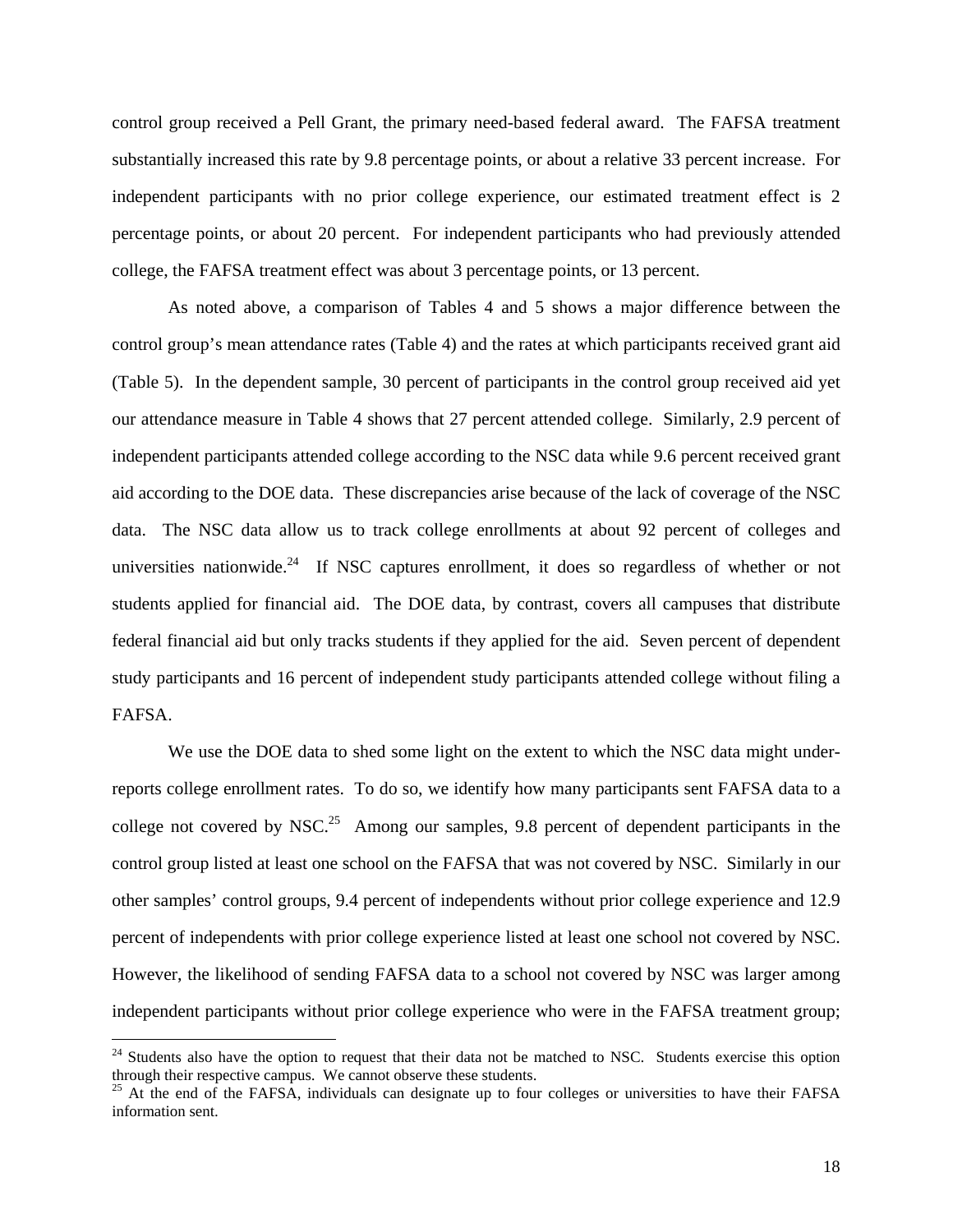control group received a Pell Grant, the primary need-based federal award. The FAFSA treatment substantially increased this rate by 9.8 percentage points, or about a relative 33 percent increase. For independent participants with no prior college experience, our estimated treatment effect is 2 percentage points, or about 20 percent. For independent participants who had previously attended college, the FAFSA treatment effect was about 3 percentage points, or 13 percent.

As noted above, a comparison of Tables 4 and 5 shows a major difference between the control group's mean attendance rates (Table 4) and the rates at which participants received grant aid (Table 5). In the dependent sample, 30 percent of participants in the control group received aid yet our attendance measure in Table 4 shows that 27 percent attended college. Similarly, 2.9 percent of independent participants attended college according to the NSC data while 9.6 percent received grant aid according to the DOE data. These discrepancies arise because of the lack of coverage of the NSC data. The NSC data allow us to track college enrollments at about 92 percent of colleges and universities nationwide.[24] If NSC captures enrollment, it does so regardless of whether or not students applied for financial aid. The DOE data, by contrast, covers all campuses that distribute federal financial aid but only tracks students if they applied for the aid. Seven percent of dependent study participants and 16 percent of independent study participants attended college without filing a FAFSA.

We use the DOE data to shed some light on the extent to which the NSC data might under-reports college enrollment rates. To do so, we identify how many participants sent FAFSA data to a college not covered by NSC.[25] Among our samples, 9.8 percent of dependent participants in the control group listed at least one school on the FAFSA that was not covered by NSC. Similarly in our other samples' control groups, 9.4 percent of independents without prior college experience and 12.9 percent of independents with prior college experience listed at least one school not covered by NSC. However, the likelihood of sending FAFSA data to a school not covered by NSC was larger among independent participants without prior college experience who were in the FAFSA treatment group;

[24] Students also have the option to request that their data not be matched to NSC. Students exercise this option through their respective campus. We cannot observe these students.

[25] At the end of the FAFSA, individuals can designate up to four colleges or universities to have their FAFSA information sent.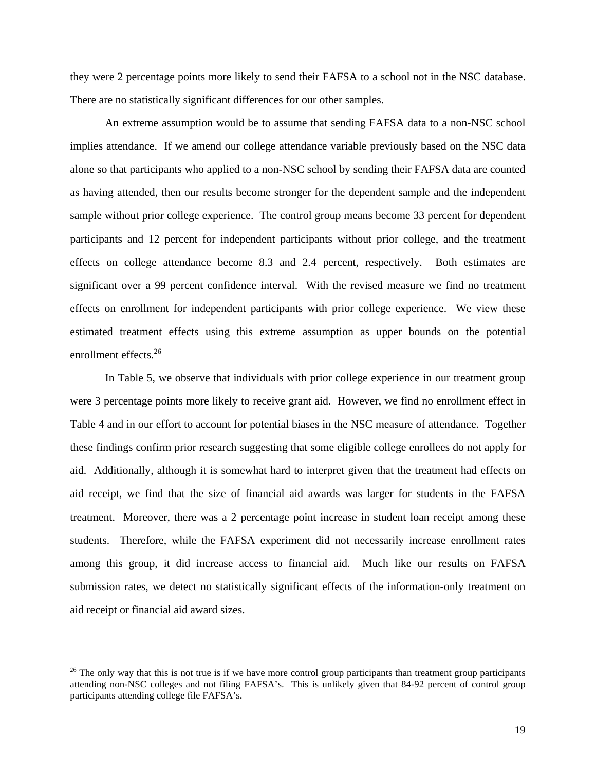they were 2 percentage points more likely to send their FAFSA to a school not in the NSC database. There are no statistically significant differences for our other samples.

An extreme assumption would be to assume that sending FAFSA data to a non-NSC school implies attendance. If we amend our college attendance variable previously based on the NSC data alone so that participants who applied to a non-NSC school by sending their FAFSA data are counted as having attended, then our results become stronger for the dependent sample and the independent sample without prior college experience. The control group means become 33 percent for dependent participants and 12 percent for independent participants without prior college, and the treatment effects on college attendance become 8.3 and 2.4 percent, respectively. Both estimates are significant over a 99 percent confidence interval. With the revised measure we find no treatment effects on enrollment for independent participants with prior college experience. We view these estimated treatment effects using this extreme assumption as upper bounds on the potential enrollment effects.[26]

In Table 5, we observe that individuals with prior college experience in our treatment group were 3 percentage points more likely to receive grant aid. However, we find no enrollment effect in Table 4 and in our effort to account for potential biases in the NSC measure of attendance. Together these findings confirm prior research suggesting that some eligible college enrollees do not apply for aid. Additionally, although it is somewhat hard to interpret given that the treatment had effects on aid receipt, we find that the size of financial aid awards was larger for students in the FAFSA treatment. Moreover, there was a 2 percentage point increase in student loan receipt among these students. Therefore, while the FAFSA experiment did not necessarily increase enrollment rates among this group, it did increase access to financial aid. Much like our results on FAFSA submission rates, we detect no statistically significant effects of the information-only treatment on aid receipt or financial aid award sizes.

[26] The only way that this is not true is if we have more control group participants than treatment group participants attending non-NSC colleges and not filing FAFSA's. This is unlikely given that 84-92 percent of control group participants attending college file FAFSA's.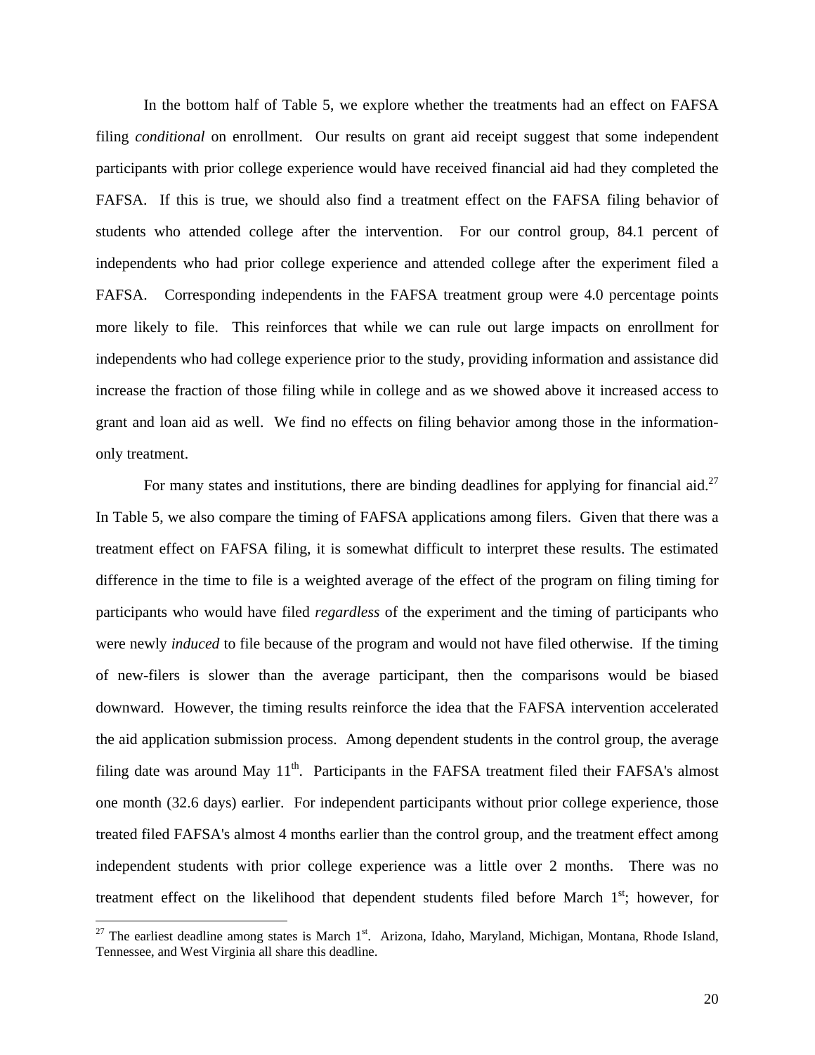In the bottom half of Table 5, we explore whether the treatments had an effect on FAFSA filing *conditional* on enrollment. Our results on grant aid receipt suggest that some independent participants with prior college experience would have received financial aid had they completed the FAFSA. If this is true, we should also find a treatment effect on the FAFSA filing behavior of students who attended college after the intervention. For our control group, 84.1 percent of independents who had prior college experience and attended college after the experiment filed a FAFSA. Corresponding independents in the FAFSA treatment group were 4.0 percentage points more likely to file. This reinforces that while we can rule out large impacts on enrollment for independents who had college experience prior to the study, providing information and assistance did increase the fraction of those filing while in college and as we showed above it increased access to grant and loan aid as well. We find no effects on filing behavior among those in the information-only treatment.

For many states and institutions, there are binding deadlines for applying for financial aid.[27] In Table 5, we also compare the timing of FAFSA applications among filers. Given that there was a treatment effect on FAFSA filing, it is somewhat difficult to interpret these results. The estimated difference in the time to file is a weighted average of the effect of the program on filing timing for participants who would have filed *regardless* of the experiment and the timing of participants who were newly *induced* to file because of the program and would not have filed otherwise. If the timing of new-filers is slower than the average participant, then the comparisons would be biased downward. However, the timing results reinforce the idea that the FAFSA intervention accelerated the aid application submission process. Among dependent students in the control group, the average filing date was around May 11th. Participants in the FAFSA treatment filed their FAFSA's almost one month (32.6 days) earlier. For independent participants without prior college experience, those treated filed FAFSA's almost 4 months earlier than the control group, and the treatment effect among independent students with prior college experience was a little over 2 months. There was no treatment effect on the likelihood that dependent students filed before March 1st; however, for

[27] The earliest deadline among states is March 1st. Arizona, Idaho, Maryland, Michigan, Montana, Rhode Island, Tennessee, and West Virginia all share this deadline.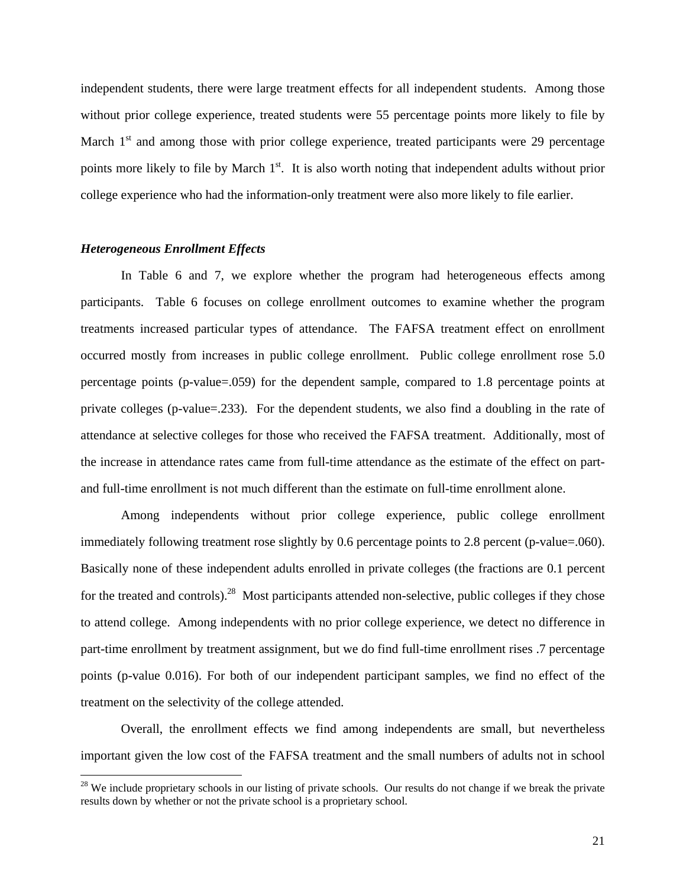independent students, there were large treatment effects for all independent students. Among those without prior college experience, treated students were 55 percentage points more likely to file by March 1st and among those with prior college experience, treated participants were 29 percentage points more likely to file by March 1st. It is also worth noting that independent adults without prior college experience who had the information-only treatment were also more likely to file earlier.

### *Heterogeneous Enrollment Effects*

In Table 6 and 7, we explore whether the program had heterogeneous effects among participants. Table 6 focuses on college enrollment outcomes to examine whether the program treatments increased particular types of attendance. The FAFSA treatment effect on enrollment occurred mostly from increases in public college enrollment. Public college enrollment rose 5.0 percentage points (p-value=.059) for the dependent sample, compared to 1.8 percentage points at private colleges (p-value=.233). For the dependent students, we also find a doubling in the rate of attendance at selective colleges for those who received the FAFSA treatment. Additionally, most of the increase in attendance rates came from full-time attendance as the estimate of the effect on part- and full-time enrollment is not much different than the estimate on full-time enrollment alone.

Among independents without prior college experience, public college enrollment immediately following treatment rose slightly by 0.6 percentage points to 2.8 percent (p-value=.060). Basically none of these independent adults enrolled in private colleges (the fractions are 0.1 percent for the treated and controls).[28] Most participants attended non-selective, public colleges if they chose to attend college. Among independents with no prior college experience, we detect no difference in part-time enrollment by treatment assignment, but we do find full-time enrollment rises .7 percentage points (p-value 0.016). For both of our independent participant samples, we find no effect of the treatment on the selectivity of the college attended.

Overall, the enrollment effects we find among independents are small, but nevertheless important given the low cost of the FAFSA treatment and the small numbers of adults not in school

[28] We include proprietary schools in our listing of private schools. Our results do not change if we break the private results down by whether or not the private school is a proprietary school.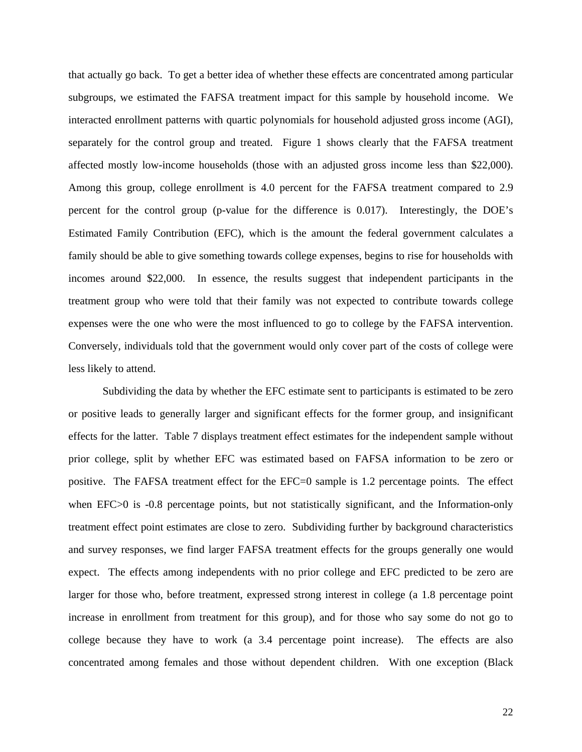that actually go back. To get a better idea of whether these effects are concentrated among particular subgroups, we estimated the FAFSA treatment impact for this sample by household income. We interacted enrollment patterns with quartic polynomials for household adjusted gross income (AGI), separately for the control group and treated. Figure 1 shows clearly that the FAFSA treatment affected mostly low-income households (those with an adjusted gross income less than $22,000). Among this group, college enrollment is 4.0 percent for the FAFSA treatment compared to 2.9 percent for the control group (p-value for the difference is 0.017). Interestingly, the DOE's Estimated Family Contribution (EFC), which is the amount the federal government calculates a family should be able to give something towards college expenses, begins to rise for households with incomes around $22,000. In essence, the results suggest that independent participants in the treatment group who were told that their family was not expected to contribute towards college expenses were the one who were the most influenced to go to college by the FAFSA intervention. Conversely, individuals told that the government would only cover part of the costs of college were less likely to attend.

Subdividing the data by whether the EFC estimate sent to participants is estimated to be zero or positive leads to generally larger and significant effects for the former group, and insignificant effects for the latter. Table 7 displays treatment effect estimates for the independent sample without prior college, split by whether EFC was estimated based on FAFSA information to be zero or positive. The FAFSA treatment effect for the EFC=0 sample is 1.2 percentage points. The effect when EFC>0 is -0.8 percentage points, but not statistically significant, and the Information-only treatment effect point estimates are close to zero. Subdividing further by background characteristics and survey responses, we find larger FAFSA treatment effects for the groups generally one would expect. The effects among independents with no prior college and EFC predicted to be zero are larger for those who, before treatment, expressed strong interest in college (a 1.8 percentage point increase in enrollment from treatment for this group), and for those who say some do not go to college because they have to work (a 3.4 percentage point increase). The effects are also concentrated among females and those without dependent children. With one exception (Black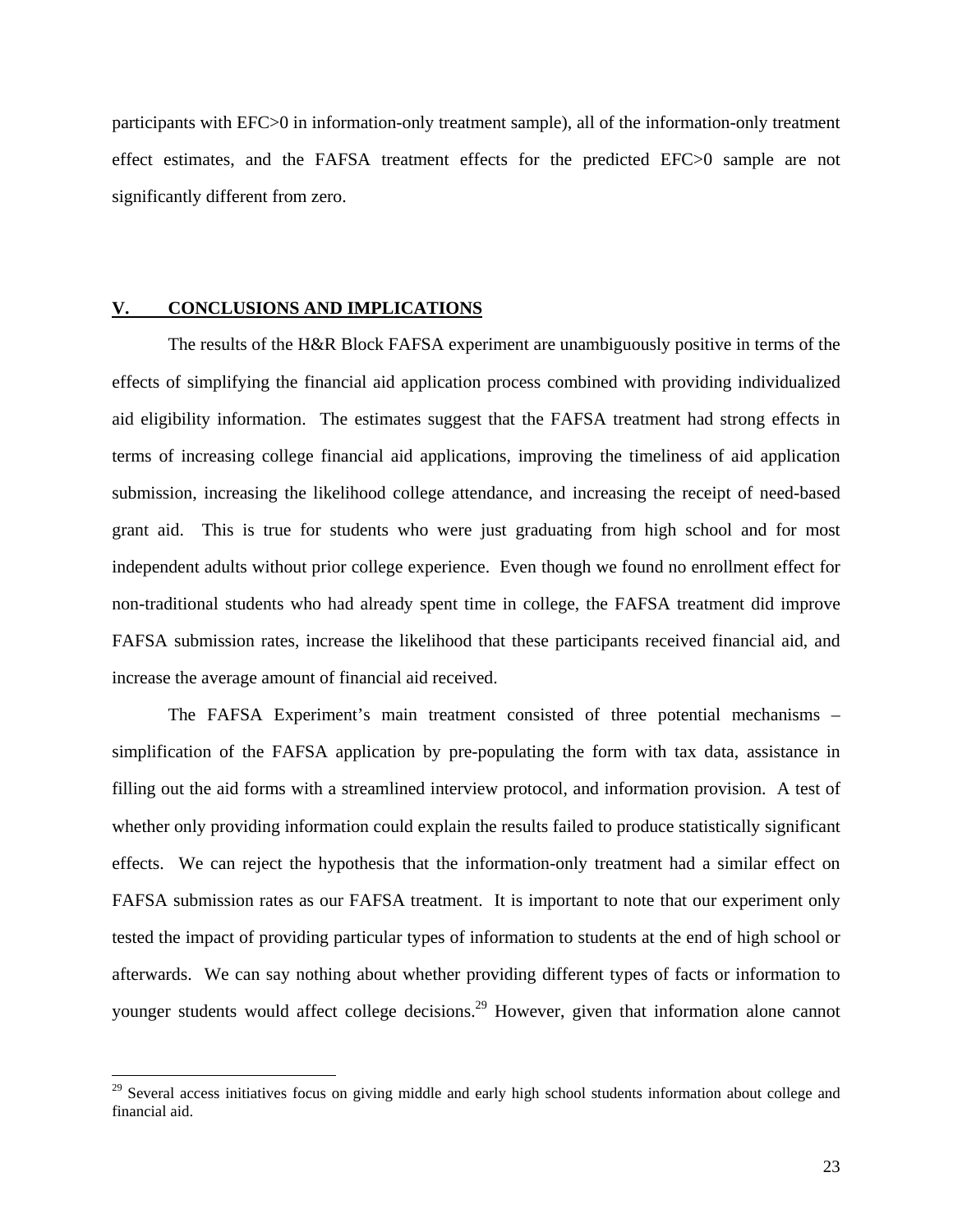participants with EFC>0 in information-only treatment sample), all of the information-only treatment effect estimates, and the FAFSA treatment effects for the predicted EFC>0 sample are not significantly different from zero.

## V. CONCLUSIONS AND IMPLICATIONS

The results of the H&R Block FAFSA experiment are unambiguously positive in terms of the effects of simplifying the financial aid application process combined with providing individualized aid eligibility information. The estimates suggest that the FAFSA treatment had strong effects in terms of increasing college financial aid applications, improving the timeliness of aid application submission, increasing the likelihood college attendance, and increasing the receipt of need-based grant aid. This is true for students who were just graduating from high school and for most independent adults without prior college experience. Even though we found no enrollment effect for non-traditional students who had already spent time in college, the FAFSA treatment did improve FAFSA submission rates, increase the likelihood that these participants received financial aid, and increase the average amount of financial aid received.

The FAFSA Experiment's main treatment consisted of three potential mechanisms – simplification of the FAFSA application by pre-populating the form with tax data, assistance in filling out the aid forms with a streamlined interview protocol, and information provision. A test of whether only providing information could explain the results failed to produce statistically significant effects. We can reject the hypothesis that the information-only treatment had a similar effect on FAFSA submission rates as our FAFSA treatment. It is important to note that our experiment only tested the impact of providing particular types of information to students at the end of high school or afterwards. We can say nothing about whether providing different types of facts or information to younger students would affect college decisions.[29] However, given that information alone cannot

[29] Several access initiatives focus on giving middle and early high school students information about college and financial aid.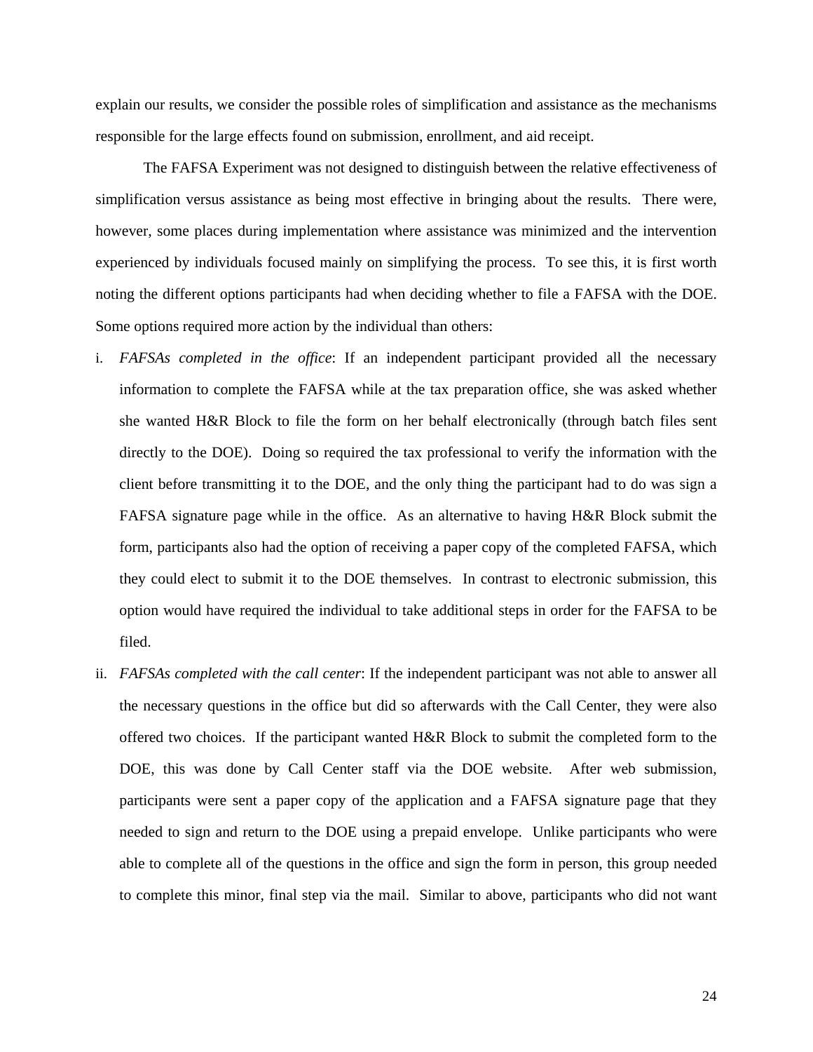explain our results, we consider the possible roles of simplification and assistance as the mechanisms responsible for the large effects found on submission, enrollment, and aid receipt.

The FAFSA Experiment was not designed to distinguish between the relative effectiveness of simplification versus assistance as being most effective in bringing about the results. There were, however, some places during implementation where assistance was minimized and the intervention experienced by individuals focused mainly on simplifying the process. To see this, it is first worth noting the different options participants had when deciding whether to file a FAFSA with the DOE. Some options required more action by the individual than others:

i. *FAFSAs completed in the office*: If an independent participant provided all the necessary information to complete the FAFSA while at the tax preparation office, she was asked whether she wanted H&R Block to file the form on her behalf electronically (through batch files sent directly to the DOE). Doing so required the tax professional to verify the information with the client before transmitting it to the DOE, and the only thing the participant had to do was sign a FAFSA signature page while in the office. As an alternative to having H&R Block submit the form, participants also had the option of receiving a paper copy of the completed FAFSA, which they could elect to submit it to the DOE themselves. In contrast to electronic submission, this option would have required the individual to take additional steps in order for the FAFSA to be filed.

ii. *FAFSAs completed with the call center*: If the independent participant was not able to answer all the necessary questions in the office but did so afterwards with the Call Center, they were also offered two choices. If the participant wanted H&R Block to submit the completed form to the DOE, this was done by Call Center staff via the DOE website. After web submission, participants were sent a paper copy of the application and a FAFSA signature page that they needed to sign and return to the DOE using a prepaid envelope. Unlike participants who were able to complete all of the questions in the office and sign the form in person, this group needed to complete this minor, final step via the mail. Similar to above, participants who did not want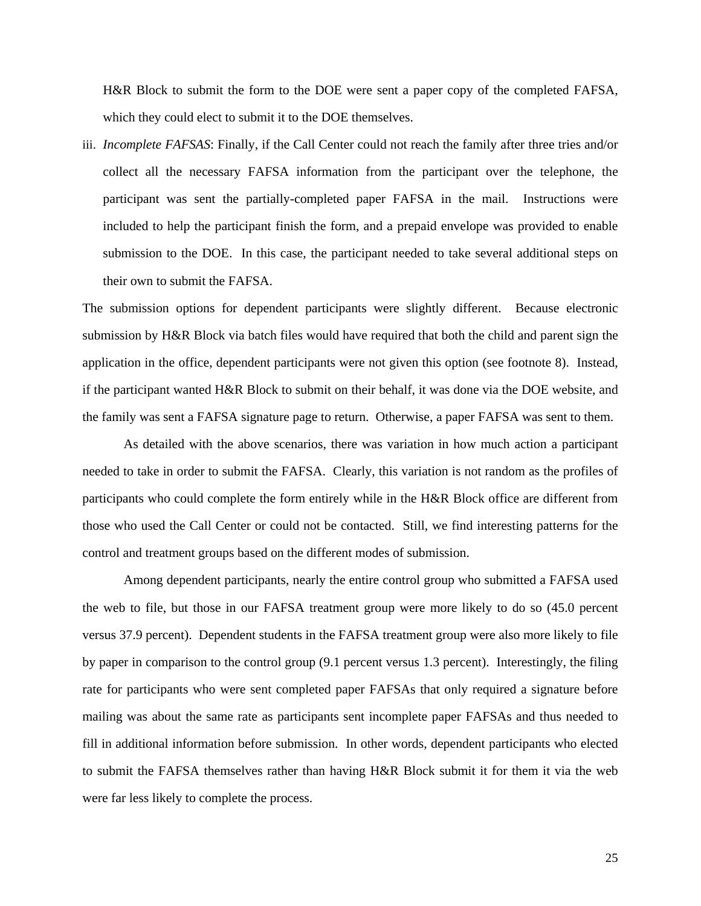H&R Block to submit the form to the DOE were sent a paper copy of the completed FAFSA, which they could elect to submit it to the DOE themselves.

iii. *Incomplete FAFSAS*: Finally, if the Call Center could not reach the family after three tries and/or collect all the necessary FAFSA information from the participant over the telephone, the participant was sent the partially-completed paper FAFSA in the mail. Instructions were included to help the participant finish the form, and a prepaid envelope was provided to enable submission to the DOE. In this case, the participant needed to take several additional steps on their own to submit the FAFSA.

The submission options for dependent participants were slightly different. Because electronic submission by H&R Block via batch files would have required that both the child and parent sign the application in the office, dependent participants were not given this option (see footnote 8). Instead, if the participant wanted H&R Block to submit on their behalf, it was done via the DOE website, and the family was sent a FAFSA signature page to return. Otherwise, a paper FAFSA was sent to them.

As detailed with the above scenarios, there was variation in how much action a participant needed to take in order to submit the FAFSA. Clearly, this variation is not random as the profiles of participants who could complete the form entirely while in the H&R Block office are different from those who used the Call Center or could not be contacted. Still, we find interesting patterns for the control and treatment groups based on the different modes of submission.

Among dependent participants, nearly the entire control group who submitted a FAFSA used the web to file, but those in our FAFSA treatment group were more likely to do so (45.0 percent versus 37.9 percent). Dependent students in the FAFSA treatment group were also more likely to file by paper in comparison to the control group (9.1 percent versus 1.3 percent). Interestingly, the filing rate for participants who were sent completed paper FAFSAs that only required a signature before mailing was about the same rate as participants sent incomplete paper FAFSAs and thus needed to fill in additional information before submission. In other words, dependent participants who elected to submit the FAFSA themselves rather than having H&R Block submit it for them it via the web were far less likely to complete the process.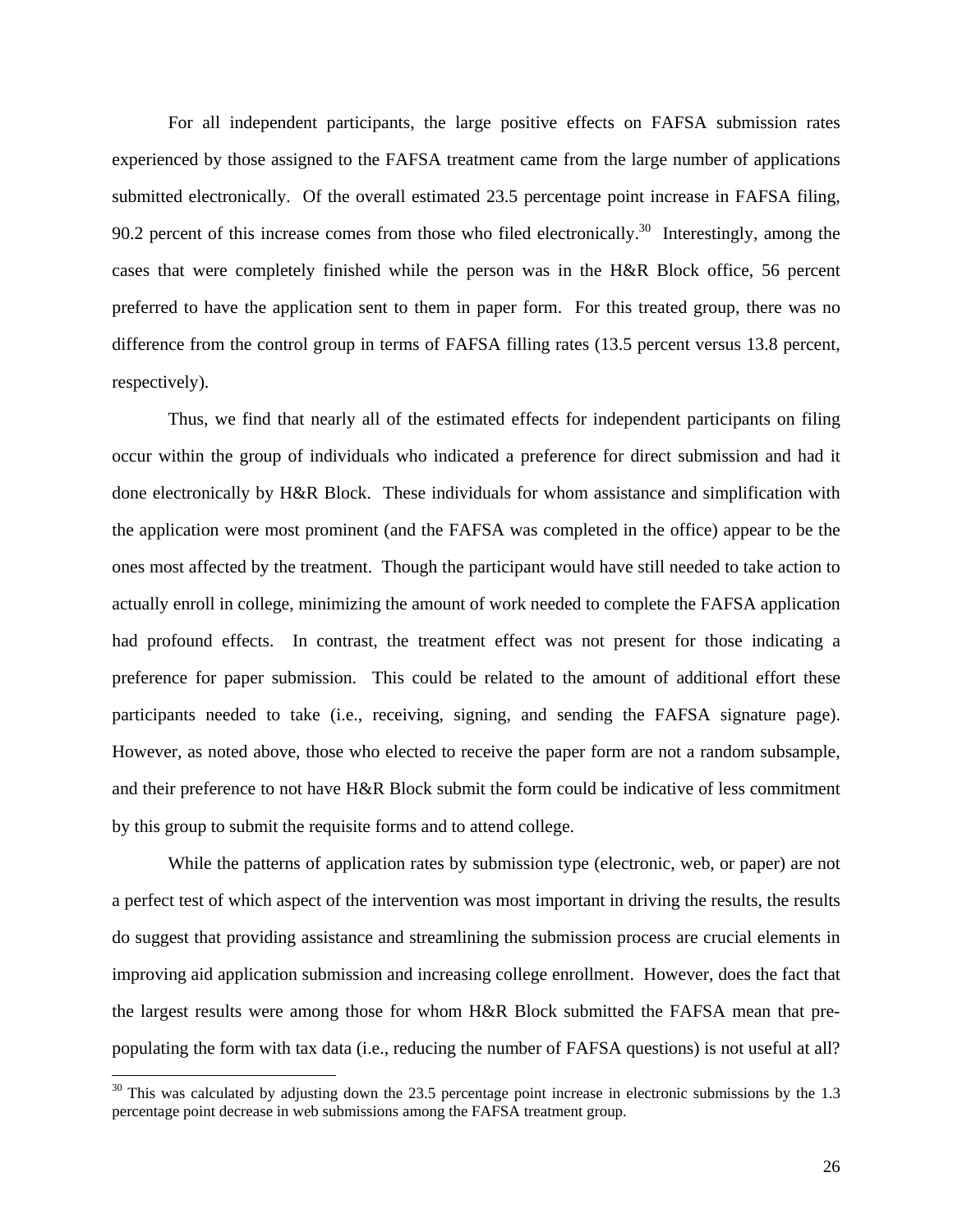For all independent participants, the large positive effects on FAFSA submission rates experienced by those assigned to the FAFSA treatment came from the large number of applications submitted electronically. Of the overall estimated 23.5 percentage point increase in FAFSA filing, 90.2 percent of this increase comes from those who filed electronically.[30] Interestingly, among the cases that were completely finished while the person was in the H&R Block office, 56 percent preferred to have the application sent to them in paper form. For this treated group, there was no difference from the control group in terms of FAFSA filling rates (13.5 percent versus 13.8 percent, respectively).

Thus, we find that nearly all of the estimated effects for independent participants on filing occur within the group of individuals who indicated a preference for direct submission and had it done electronically by H&R Block. These individuals for whom assistance and simplification with the application were most prominent (and the FAFSA was completed in the office) appear to be the ones most affected by the treatment. Though the participant would have still needed to take action to actually enroll in college, minimizing the amount of work needed to complete the FAFSA application had profound effects. In contrast, the treatment effect was not present for those indicating a preference for paper submission. This could be related to the amount of additional effort these participants needed to take (i.e., receiving, signing, and sending the FAFSA signature page). However, as noted above, those who elected to receive the paper form are not a random subsample, and their preference to not have H&R Block submit the form could be indicative of less commitment by this group to submit the requisite forms and to attend college.

While the patterns of application rates by submission type (electronic, web, or paper) are not a perfect test of which aspect of the intervention was most important in driving the results, the results do suggest that providing assistance and streamlining the submission process are crucial elements in improving aid application submission and increasing college enrollment. However, does the fact that the largest results were among those for whom H&R Block submitted the FAFSA mean that pre-populating the form with tax data (i.e., reducing the number of FAFSA questions) is not useful at all?

[30] This was calculated by adjusting down the 23.5 percentage point increase in electronic submissions by the 1.3 percentage point decrease in web submissions among the FAFSA treatment group.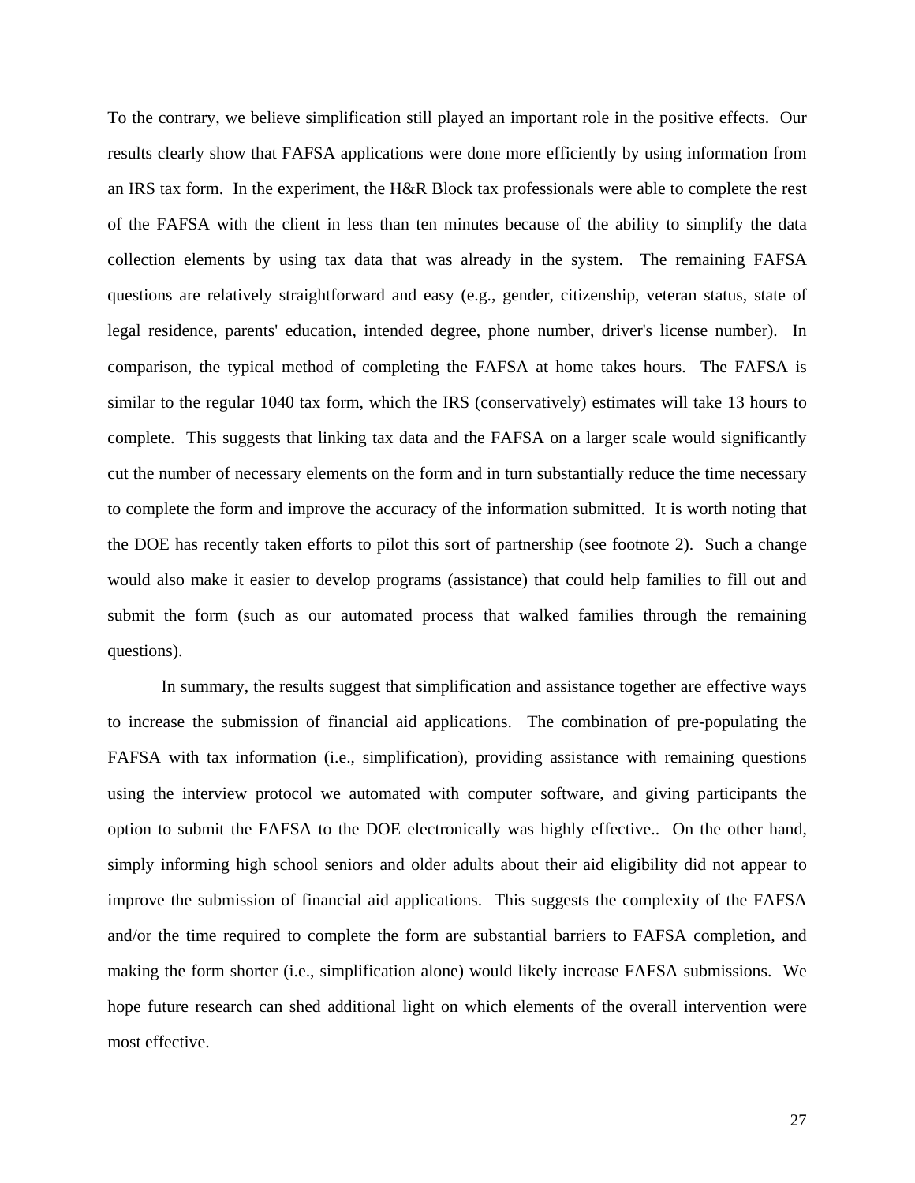To the contrary, we believe simplification still played an important role in the positive effects. Our results clearly show that FAFSA applications were done more efficiently by using information from an IRS tax form. In the experiment, the H&R Block tax professionals were able to complete the rest of the FAFSA with the client in less than ten minutes because of the ability to simplify the data collection elements by using tax data that was already in the system. The remaining FAFSA questions are relatively straightforward and easy (e.g., gender, citizenship, veteran status, state of legal residence, parents' education, intended degree, phone number, driver's license number). In comparison, the typical method of completing the FAFSA at home takes hours. The FAFSA is similar to the regular 1040 tax form, which the IRS (conservatively) estimates will take 13 hours to complete. This suggests that linking tax data and the FAFSA on a larger scale would significantly cut the number of necessary elements on the form and in turn substantially reduce the time necessary to complete the form and improve the accuracy of the information submitted. It is worth noting that the DOE has recently taken efforts to pilot this sort of partnership (see footnote 2). Such a change would also make it easier to develop programs (assistance) that could help families to fill out and submit the form (such as our automated process that walked families through the remaining questions).

In summary, the results suggest that simplification and assistance together are effective ways to increase the submission of financial aid applications. The combination of pre-populating the FAFSA with tax information (i.e., simplification), providing assistance with remaining questions using the interview protocol we automated with computer software, and giving participants the option to submit the FAFSA to the DOE electronically was highly effective.. On the other hand, simply informing high school seniors and older adults about their aid eligibility did not appear to improve the submission of financial aid applications. This suggests the complexity of the FAFSA and/or the time required to complete the form are substantial barriers to FAFSA completion, and making the form shorter (i.e., simplification alone) would likely increase FAFSA submissions. We hope future research can shed additional light on which elements of the overall intervention were most effective.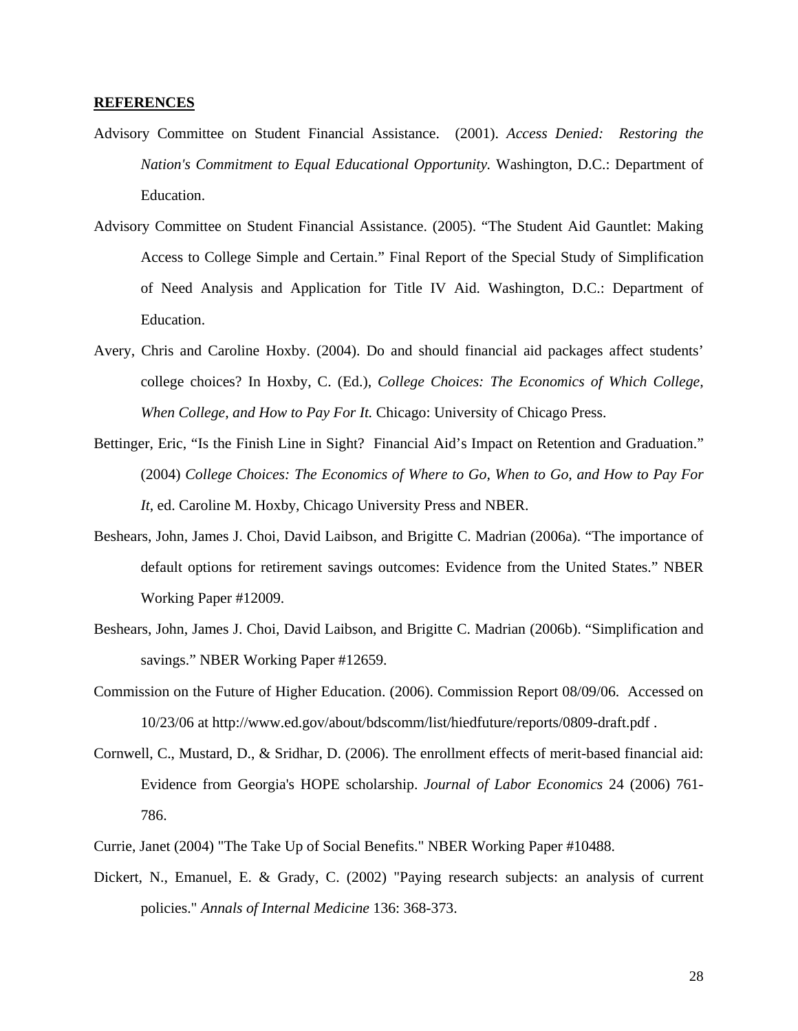**REFERENCES**

Advisory Committee on Student Financial Assistance. (2001). *Access Denied: Restoring the Nation's Commitment to Equal Educational Opportunity.* Washington, D.C.: Department of Education.

Advisory Committee on Student Financial Assistance. (2005). "The Student Aid Gauntlet: Making Access to College Simple and Certain." Final Report of the Special Study of Simplification of Need Analysis and Application for Title IV Aid. Washington, D.C.: Department of Education.

Avery, Chris and Caroline Hoxby. (2004). Do and should financial aid packages affect students' college choices? In Hoxby, C. (Ed.), *College Choices: The Economics of Which College, When College, and How to Pay For It.* Chicago: University of Chicago Press.

Bettinger, Eric, "Is the Finish Line in Sight? Financial Aid's Impact on Retention and Graduation." (2004) *College Choices: The Economics of Where to Go, When to Go, and How to Pay For It*, ed. Caroline M. Hoxby, Chicago University Press and NBER.

Beshears, John, James J. Choi, David Laibson, and Brigitte C. Madrian (2006a). "The importance of default options for retirement savings outcomes: Evidence from the United States." NBER Working Paper #12009.

Beshears, John, James J. Choi, David Laibson, and Brigitte C. Madrian (2006b). "Simplification and savings." NBER Working Paper #12659.

Commission on the Future of Higher Education. (2006). Commission Report 08/09/06. Accessed on 10/23/06 at http://www.ed.gov/about/bdscomm/list/hiedfuture/reports/0809-draft.pdf .

Cornwell, C., Mustard, D., & Sridhar, D. (2006). The enrollment effects of merit-based financial aid: Evidence from Georgia's HOPE scholarship. *Journal of Labor Economics* 24 (2006) 761-786.

Currie, Janet (2004) "The Take Up of Social Benefits." NBER Working Paper #10488.

Dickert, N., Emanuel, E. & Grady, C. (2002) "Paying research subjects: an analysis of current policies." *Annals of Internal Medicine* 136: 368-373.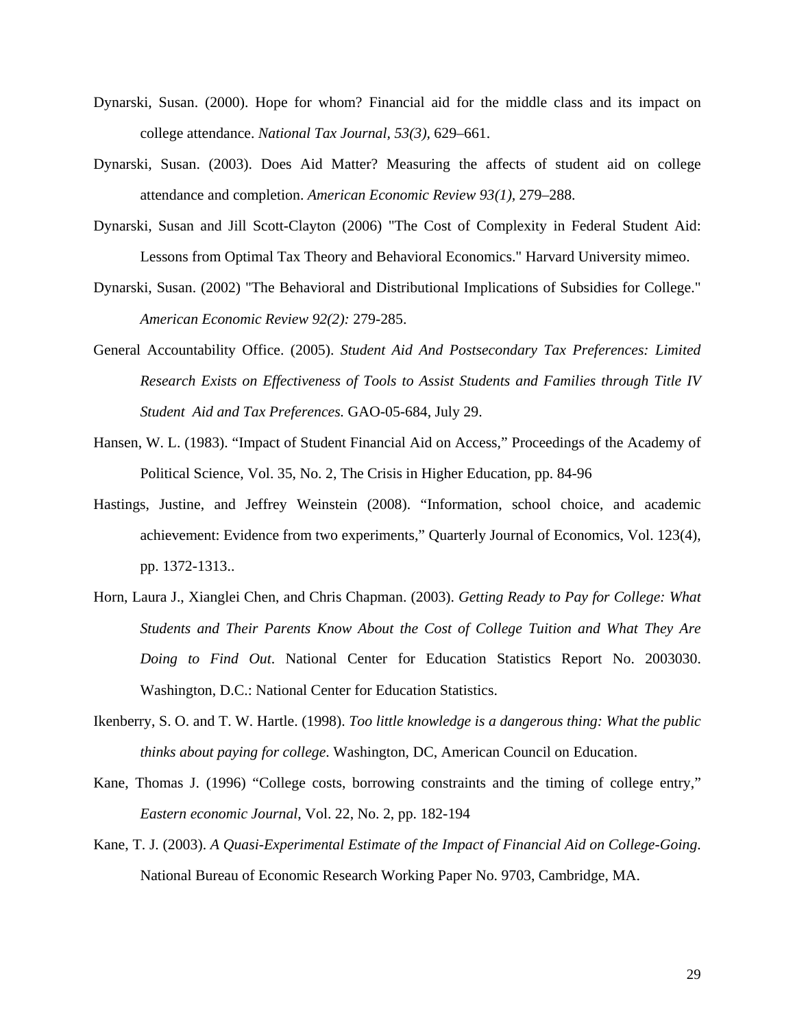Dynarski, Susan. (2000). Hope for whom? Financial aid for the middle class and its impact on college attendance. *National Tax Journal, 53(3),* 629–661.

Dynarski, Susan. (2003). Does Aid Matter? Measuring the affects of student aid on college attendance and completion. *American Economic Review 93(1),* 279–288.

Dynarski, Susan and Jill Scott-Clayton (2006) "The Cost of Complexity in Federal Student Aid: Lessons from Optimal Tax Theory and Behavioral Economics." Harvard University mimeo.

Dynarski, Susan. (2002) "The Behavioral and Distributional Implications of Subsidies for College." *American Economic Review 92(2):* 279-285.

General Accountability Office. (2005). *Student Aid And Postsecondary Tax Preferences: Limited Research Exists on Effectiveness of Tools to Assist Students and Families through Title IV Student Aid and Tax Preferences.* GAO-05-684, July 29.

Hansen, W. L. (1983). "Impact of Student Financial Aid on Access," Proceedings of the Academy of Political Science, Vol. 35, No. 2, The Crisis in Higher Education, pp. 84-96

Hastings, Justine, and Jeffrey Weinstein (2008). "Information, school choice, and academic achievement: Evidence from two experiments," Quarterly Journal of Economics, Vol. 123(4), pp. 1372-1313..

Horn, Laura J., Xianglei Chen, and Chris Chapman. (2003). *Getting Ready to Pay for College: What Students and Their Parents Know About the Cost of College Tuition and What They Are Doing to Find Out*. National Center for Education Statistics Report No. 2003030. Washington, D.C.: National Center for Education Statistics.

Ikenberry, S. O. and T. W. Hartle. (1998). *Too little knowledge is a dangerous thing: What the public thinks about paying for college*. Washington, DC, American Council on Education.

Kane, Thomas J. (1996) "College costs, borrowing constraints and the timing of college entry," *Eastern economic Journal*, Vol. 22, No. 2, pp. 182-194

Kane, T. J. (2003). *A Quasi-Experimental Estimate of the Impact of Financial Aid on College-Going*. National Bureau of Economic Research Working Paper No. 9703, Cambridge, MA.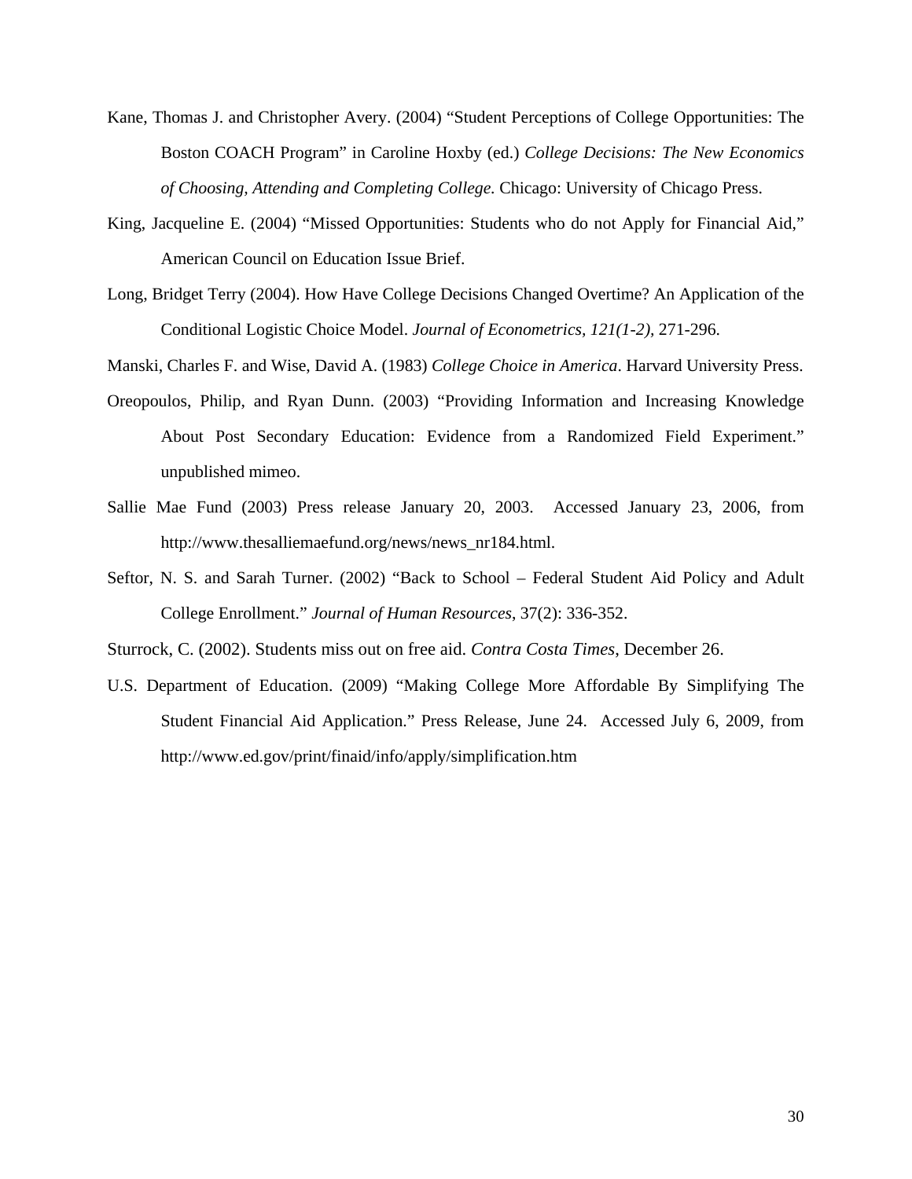Kane, Thomas J. and Christopher Avery. (2004) "Student Perceptions of College Opportunities: The Boston COACH Program" in Caroline Hoxby (ed.) *College Decisions: The New Economics of Choosing, Attending and Completing College.* Chicago: University of Chicago Press.

King, Jacqueline E. (2004) "Missed Opportunities: Students who do not Apply for Financial Aid," American Council on Education Issue Brief.

Long, Bridget Terry (2004). How Have College Decisions Changed Overtime? An Application of the Conditional Logistic Choice Model. *Journal of Econometrics, 121(1-2),* 271-296.

Manski, Charles F. and Wise, David A. (1983) *College Choice in America*. Harvard University Press.

Oreopoulos, Philip, and Ryan Dunn. (2003) "Providing Information and Increasing Knowledge About Post Secondary Education: Evidence from a Randomized Field Experiment." unpublished mimeo.

Sallie Mae Fund (2003) Press release January 20, 2003. Accessed January 23, 2006, from http://www.thesalliemaefund.org/news/news_nr184.html.

Seftor, N. S. and Sarah Turner. (2002) "Back to School – Federal Student Aid Policy and Adult College Enrollment." *Journal of Human Resources*, 37(2): 336-352.

Sturrock, C. (2002). Students miss out on free aid. *Contra Costa Times*, December 26.

U.S. Department of Education. (2009) "Making College More Affordable By Simplifying The Student Financial Aid Application." Press Release, June 24. Accessed July 6, 2009, from http://www.ed.gov/print/finaid/info/apply/simplification.htm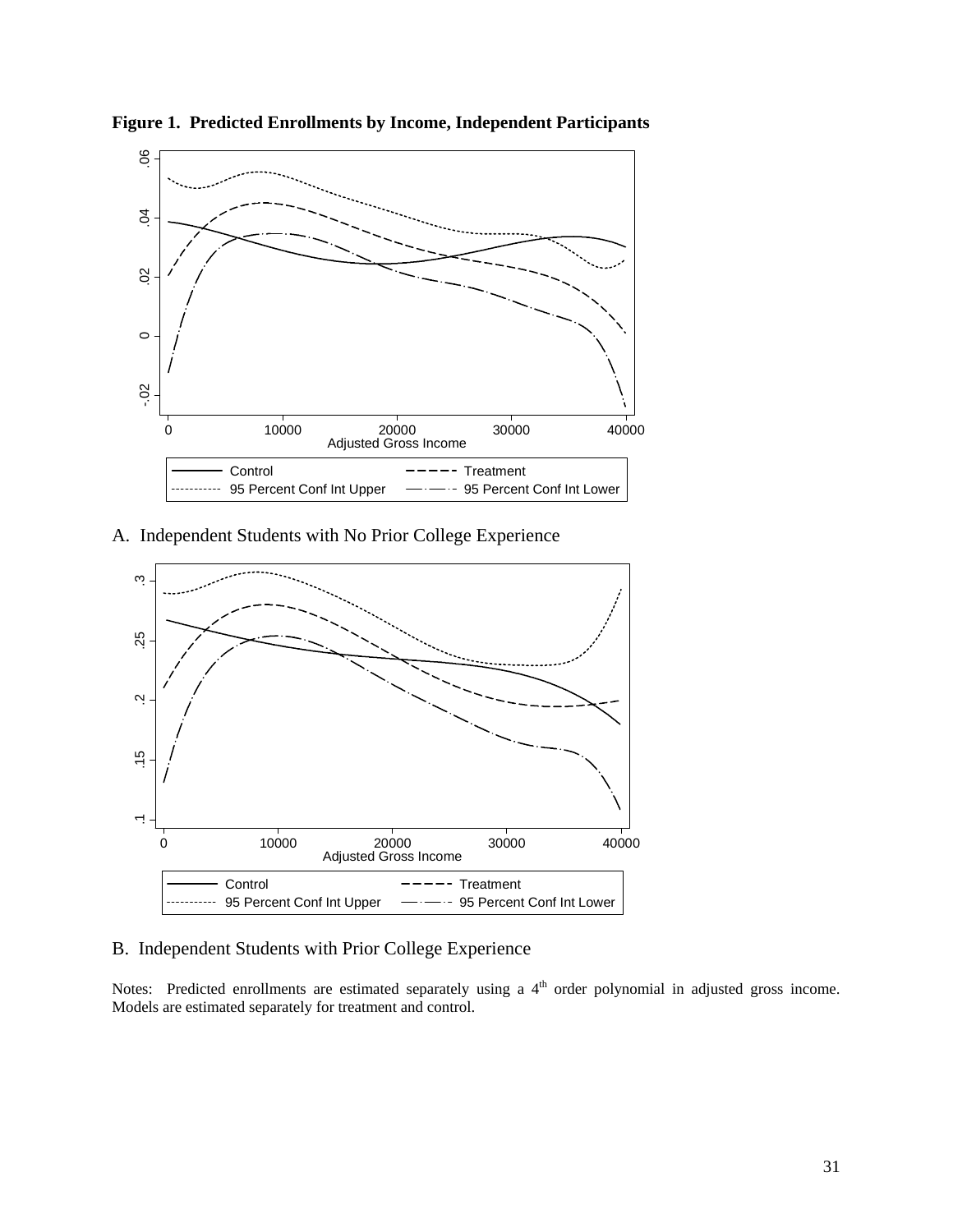**Figure 1. Predicted Enrollments by Income, Independent Participants**

A. Independent Students with No Prior College Experience

B. Independent Students with Prior College Experience

Notes: Predicted enrollments are estimated separately using a 4th order polynomial in adjusted gross income. Models are estimated separately for treatment and control.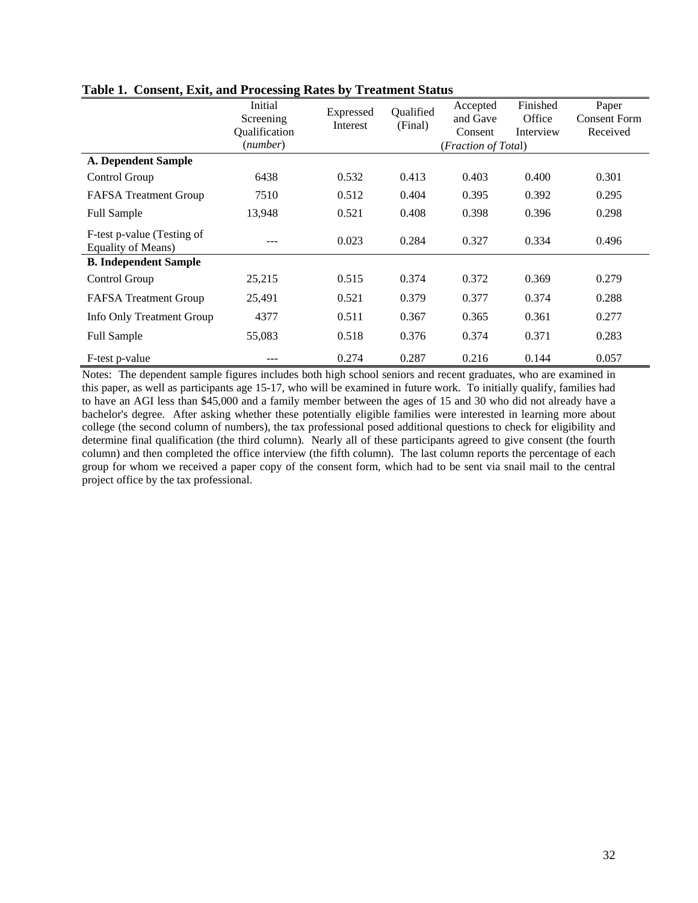**Table 1. Consent, Exit, and Processing Rates by Treatment Status**

| | Initial Screening Qualification (*number*) | Expressed Interest | Qualified (Final) | Accepted and Gave Consent (*Fraction of Total*) | Finished Office Interview | Paper Consent Form Received |
|---|---|---|---|---|---|---|
| **A. Dependent Sample** | | | | | | |
| Control Group | 6438 | 0.532 | 0.413 | 0.403 | 0.400 | 0.301 |
| FAFSA Treatment Group | 7510 | 0.512 | 0.404 | 0.395 | 0.392 | 0.295 |
| Full Sample | 13,948 | 0.521 | 0.408 | 0.398 | 0.396 | 0.298 |
| F-test p-value (Testing of Equality of Means) | --- | 0.023 | 0.284 | 0.327 | 0.334 | 0.496 |
| **B. Independent Sample** | | | | | | |
| Control Group | 25,215 | 0.515 | 0.374 | 0.372 | 0.369 | 0.279 |
| FAFSA Treatment Group | 25,491 | 0.521 | 0.379 | 0.377 | 0.374 | 0.288 |
| Info Only Treatment Group | 4377 | 0.511 | 0.367 | 0.365 | 0.361 | 0.277 |
| Full Sample | 55,083 | 0.518 | 0.376 | 0.374 | 0.371 | 0.283 |
| F-test p-value | --- | 0.274 | 0.287 | 0.216 | 0.144 | 0.057 |

Notes: The dependent sample figures includes both high school seniors and recent graduates, who are examined in this paper, as well as participants age 15-17, who will be examined in future work. To initially qualify, families had to have an AGI less than $45,000 and a family member between the ages of 15 and 30 who did not already have a bachelor's degree. After asking whether these potentially eligible families were interested in learning more about college (the second column of numbers), the tax professional posed additional questions to check for eligibility and determine final qualification (the third column). Nearly all of these participants agreed to give consent (the fourth column) and then completed the office interview (the fifth column). The last column reports the percentage of each group for whom we received a paper copy of the consent form, which had to be sent via snail mail to the central project office by the tax professional.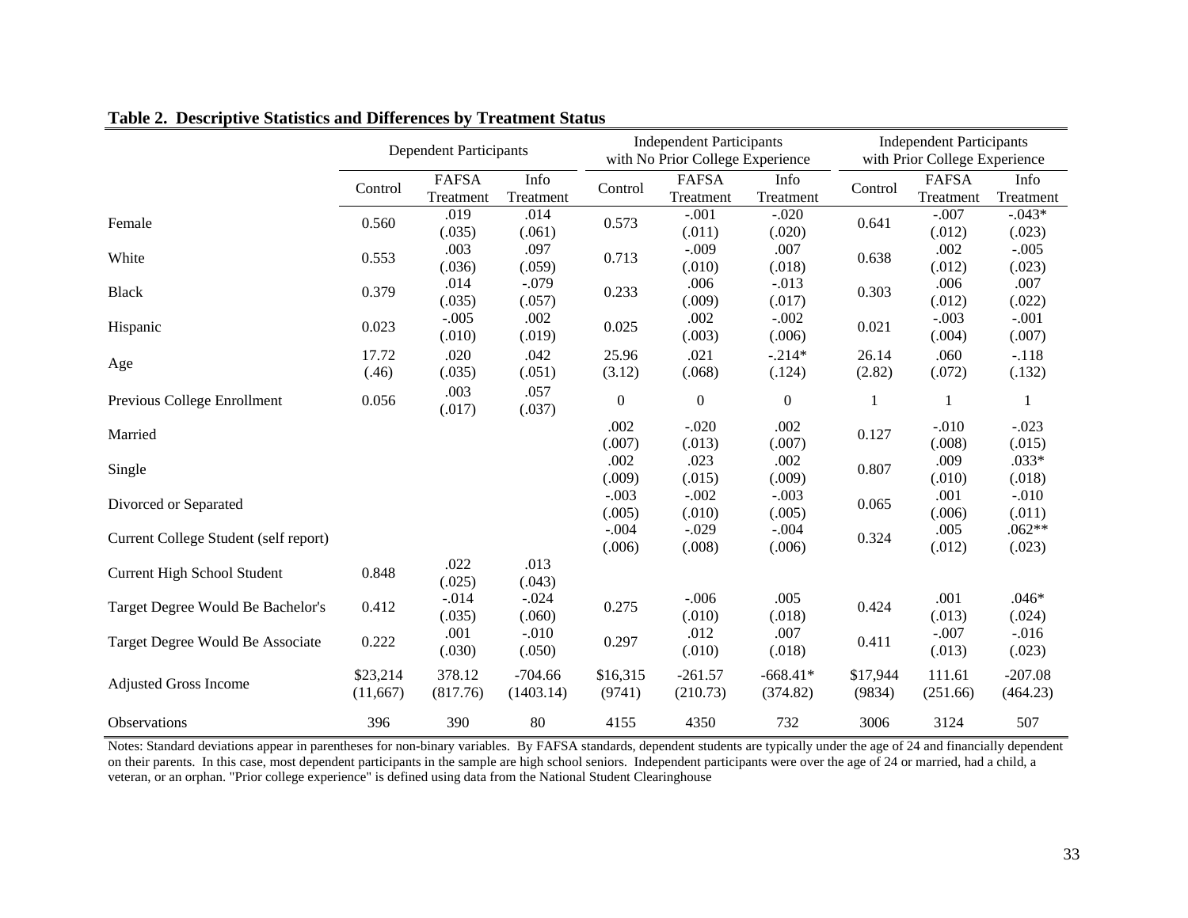**Table 2. Descriptive Statistics and Differences by Treatment Status**

| | Dependent Participants | | | Independent Participants with No Prior College Experience | | | Independent Participants with Prior College Experience | | |
|---|---|---|---|---|---|---|---|---|---|
| | Control | FAFSA Treatment | Info Treatment | Control | FAFSA Treatment | Info Treatment | Control | FAFSA Treatment | Info Treatment |
| Female | 0.560 | .019 (.035) | .014 (.061) | 0.573 | -.001 (.011) | -.020 (.020) | 0.641 | -.007 (.012) | -.043* (.023) |
| White | 0.553 | .003 (.036) | .097 (.059) | 0.713 | -.009 (.010) | .007 (.018) | 0.638 | .002 (.012) | -.005 (.023) |
| Black | 0.379 | .014 (.035) | -.079 (.057) | 0.233 | .006 (.009) | -.013 (.017) | 0.303 | .006 (.012) | .007 (.022) |
| Hispanic | 0.023 | -.005 (.010) | .002 (.019) | 0.025 | .002 (.003) | -.002 (.006) | 0.021 | -.003 (.004) | -.001 (.007) |
| Age | 17.72 (.46) | .020 (.035) | .042 (.051) | 25.96 (3.12) | .021 (.068) | -.214* (.124) | 26.14 (2.82) | .060 (.072) | -.118 (.132) |
| Previous College Enrollment | 0.056 | .003 (.017) | .057 (.037) | 0 | 0 | 0 | 1 | 1 | 1 |
| Married | | | | .002 (.007) | -.020 (.013) | .002 (.007) | 0.127 | -.010 (.008) | -.023 (.015) |
| Single | | | | .002 (.009) | .023 (.015) | .002 (.009) | 0.807 | .009 (.010) | .033* (.018) |
| Divorced or Separated | | | | -.003 (.005) | -.002 (.010) | -.003 (.005) | 0.065 | .001 (.006) | -.010 (.011) |
| Current College Student (self report) | | | | -.004 (.006) | -.029 (.008) | -.004 (.006) | 0.324 | .005 (.012) | .062** (.023) |
| Current High School Student | 0.848 | .022 (.025) | .013 (.043) | | | | | | |
| Target Degree Would Be Bachelor's | 0.412 | -.014 (.035) | -.024 (.060) | 0.275 | -.006 (.010) | .005 (.018) | 0.424 | .001 (.013) | .046* (.024) |
| Target Degree Would Be Associate | 0.222 | .001 (.030) | -.010 (.050) | 0.297 | .012 (.010) | .007 (.018) | 0.411 | -.007 (.013) | -.016 (.023) |
| Adjusted Gross Income | $23,214 (11,667) | 378.12 (817.76) | -704.66 (1403.14) | $16,315 (9741) | -261.57 (210.73) | -668.41* (374.82) | $17,944 (9834) | 111.61 (251.66) | -207.08 (464.23) |
| Observations | 396 | 390 | 80 | 4155 | 4350 | 732 | 3006 | 3124 | 507 |

Notes: Standard deviations appear in parentheses for non-binary variables. By FAFSA standards, dependent students are typically under the age of 24 and financially dependent on their parents. In this case, most dependent participants in the sample are high school seniors. Independent participants were over the age of 24 or married, had a child, a veteran, or an orphan. "Prior college experience" is defined using data from the National Student Clearinghouse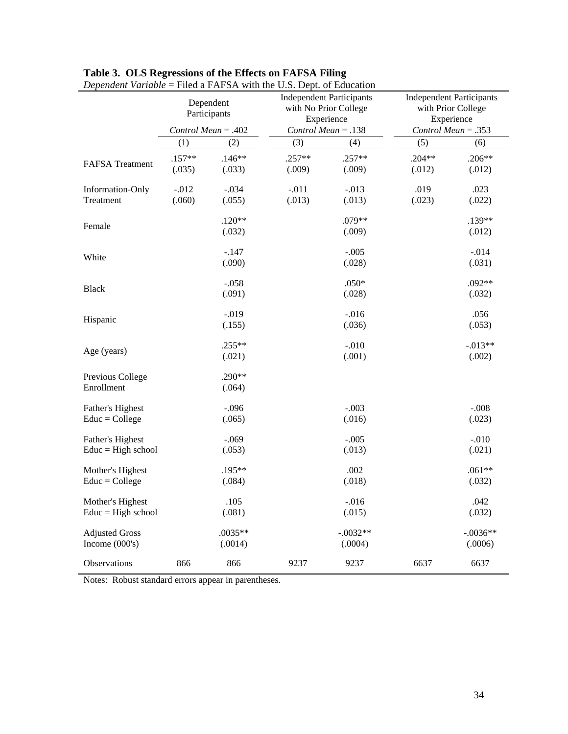**Table 3. OLS Regressions of the Effects on FAFSA Filing**

*Dependent Variable* = Filed a FAFSA with the U.S. Dept. of Education

| | Dependent Participants | | Independent Participants with No Prior College Experience | | Independent Participants with Prior College Experience | |
|---|---|---|---|---|---|---|
| | *Control Mean* = .402 | | *Control Mean* = .138 | | *Control Mean* = .353 | |
| | (1) | (2) | (3) | (4) | (5) | (6) |
| FAFSA Treatment | .157** | .146** | .257** | .257** | .204** | .206** |
| | (.035) | (.033) | (.009) | (.009) | (.012) | (.012) |
| Information-Only Treatment | -.012 | -.034 | -.011 | -.013 | .019 | .023 |
| | (.060) | (.055) | (.013) | (.013) | (.023) | (.022) |
| Female | | .120** | | .079** | | .139** |
| | | (.032) | | (.009) | | (.012) |
| White | | -.147 | | -.005 | | -.014 |
| | | (.090) | | (.028) | | (.031) |
| Black | | -.058 | | .050* | | .092** |
| | | (.091) | | (.028) | | (.032) |
| Hispanic | | -.019 | | -.016 | | .056 |
| | | (.155) | | (.036) | | (.053) |
| Age (years) | | .255** | | -.010 | | -.013** |
| | | (.021) | | (.001) | | (.002) |
| Previous College Enrollment | | .290** | | | | |
| | | (.064) | | | | |
| Father's Highest Educ = College | | -.096 | | -.003 | | -.008 |
| | | (.065) | | (.016) | | (.023) |
| Father's Highest Educ = High school | | -.069 | | -.005 | | -.010 |
| | | (.053) | | (.013) | | (.021) |
| Mother's Highest Educ = College | | .195** | | .002 | | .061** |
| | | (.084) | | (.018) | | (.032) |
| Mother's Highest Educ = High school | | .105 | | -.016 | | .042 |
| | | (.081) | | (.015) | | (.032) |
| Adjusted Gross Income (000's) | | .0035** | | -.0032** | | -.0036** |
| | | (.0014) | | (.0004) | | (.0006) |
| Observations | 866 | 866 | 9237 | 9237 | 6637 | 6637 |

Notes: Robust standard errors appear in parentheses.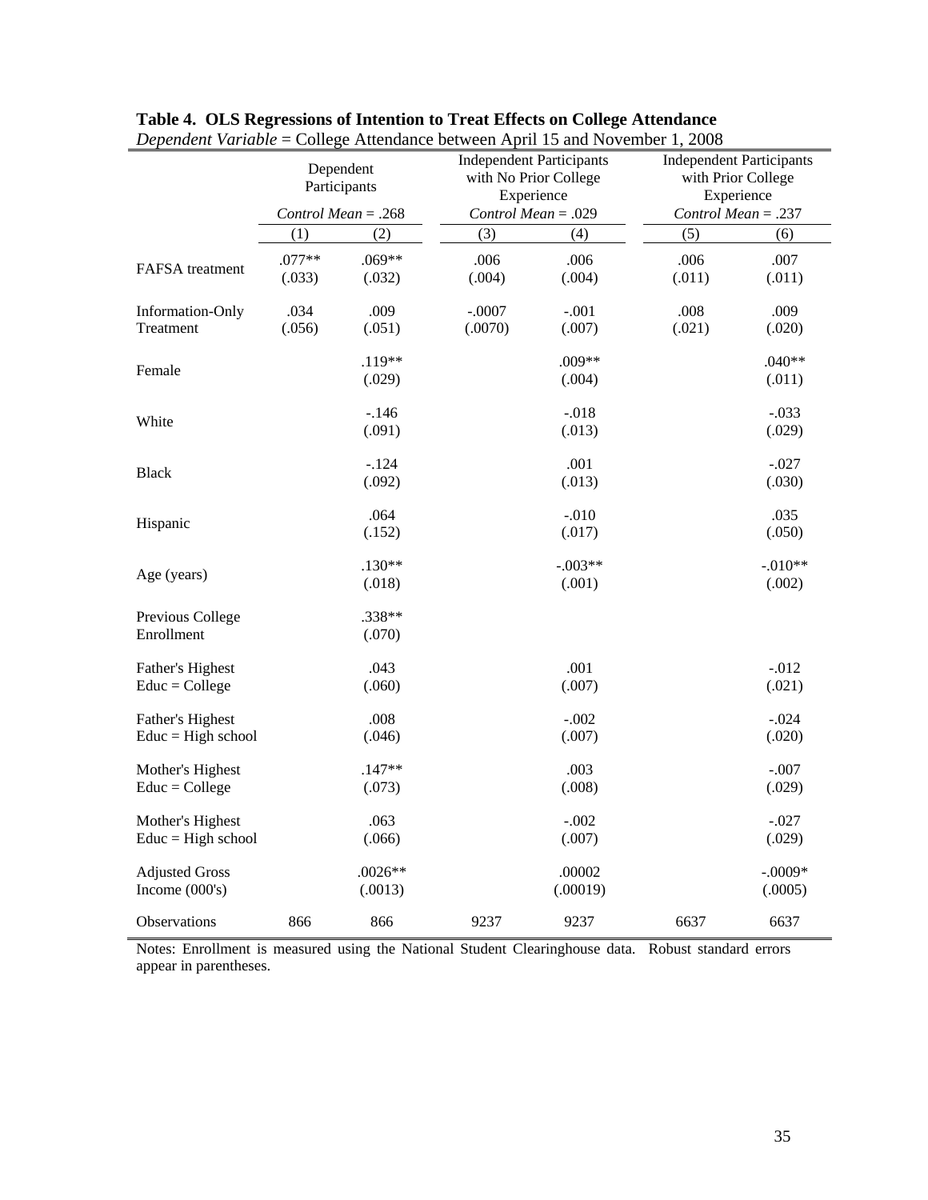**Table 4. OLS Regressions of Intention to Treat Effects on College Attendance**

*Dependent Variable* = College Attendance between April 15 and November 1, 2008

| | Dependent Participants | | Independent Participants with No Prior College Experience | | Independent Participants with Prior College Experience | |
|---|---|---|---|---|---|---|
| | *Control Mean* = .268 | | *Control Mean* = .029 | | *Control Mean* = .237 | |
| | (1) | (2) | (3) | (4) | (5) | (6) |
| FAFSA treatment | .077** | .069** | .006 | .006 | .006 | .007 |
| | (.033) | (.032) | (.004) | (.004) | (.011) | (.011) |
| Information-Only Treatment | .034 | .009 | -.0007 | -.001 | .008 | .009 |
| | (.056) | (.051) | (.0070) | (.007) | (.021) | (.020) |
| Female | | .119** | | .009** | | .040** |
| | | (.029) | | (.004) | | (.011) |
| White | | -.146 | | -.018 | | -.033 |
| | | (.091) | | (.013) | | (.029) |
| Black | | -.124 | | .001 | | -.027 |
| | | (.092) | | (.013) | | (.030) |
| Hispanic | | .064 | | -.010 | | .035 |
| | | (.152) | | (.017) | | (.050) |
| Age (years) | | .130** | | -.003** | | -.010** |
| | | (.018) | | (.001) | | (.002) |
| Previous College Enrollment | | .338** | | | | |
| | | (.070) | | | | |
| Father's Highest Educ = College | | .043 | | .001 | | -.012 |
| | | (.060) | | (.007) | | (.021) |
| Father's Highest Educ = High school | | .008 | | -.002 | | -.024 |
| | | (.046) | | (.007) | | (.020) |
| Mother's Highest Educ = College | | .147** | | .003 | | -.007 |
| | | (.073) | | (.008) | | (.029) |
| Mother's Highest Educ = High school | | .063 | | -.002 | | -.027 |
| | | (.066) | | (.007) | | (.029) |
| Adjusted Gross Income (000's) | | .0026** | | .00002 | | -.0009* |
| | | (.0013) | | (.00019) | | (.0005) |
| Observations | 866 | 866 | 9237 | 9237 | 6637 | 6637 |

Notes: Enrollment is measured using the National Student Clearinghouse data. Robust standard errors appear in parentheses.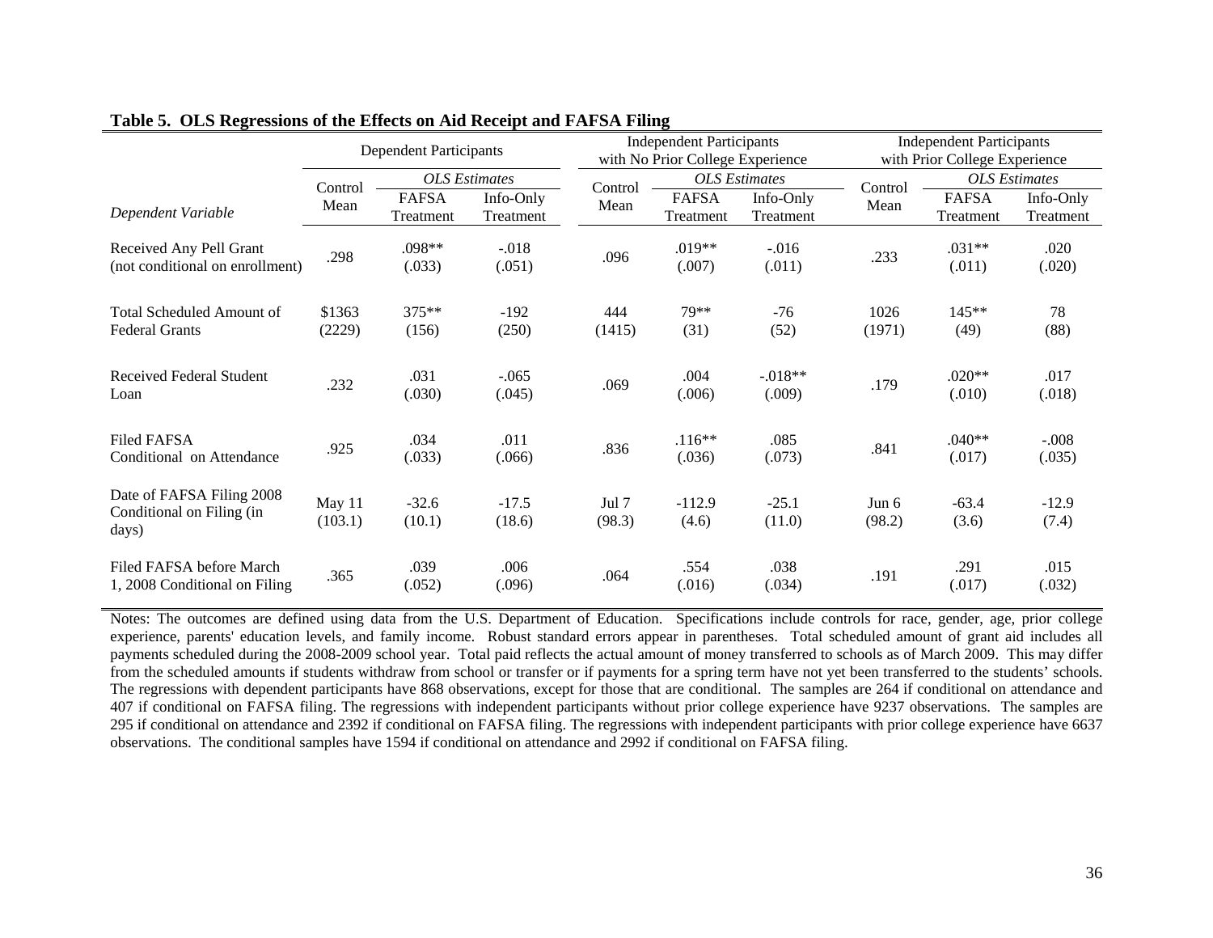**Table 5. OLS Regressions of the Effects on Aid Receipt and FAFSA Filing**

| | Dependent Participants | | | Independent Participants with No Prior College Experience | | | Independent Participants with Prior College Experience | | |
|---|---|---|---|---|---|---|---|---|---|
| | Control Mean | *OLS Estimates* | | Control Mean | *OLS Estimates* | | Control Mean | *OLS Estimates* | |
| *Dependent Variable* | | FAFSA Treatment | Info-Only Treatment | | FAFSA Treatment | Info-Only Treatment | | FAFSA Treatment | Info-Only Treatment |
| Received Any Pell Grant (not conditional on enrollment) | .298 | .098** (.033) | -.018 (.051) | .096 | .019** (.007) | -.016 (.011) | .233 | .031** (.011) | .020 (.020) |
| Total Scheduled Amount of Federal Grants | $1363 (2229) | 375** (156) | -192 (250) | 444 (1415) | 79** (31) | -76 (52) | 1026 (1971) | 145** (49) | 78 (88) |
| Received Federal Student Loan | .232 | .031 (.030) | -.065 (.045) | .069 | .004 (.006) | -.018** (.009) | .179 | .020** (.010) | .017 (.018) |
| Filed FAFSA Conditional on Attendance | .925 | .034 (.033) | .011 (.066) | .836 | .116** (.036) | .085 (.073) | .841 | .040** (.017) | -.008 (.035) |
| Date of FAFSA Filing 2008 Conditional on Filing (in days) | May 11 (103.1) | -32.6 (10.1) | -17.5 (18.6) | Jul 7 (98.3) | -112.9 (4.6) | -25.1 (11.0) | Jun 6 (98.2) | -63.4 (3.6) | -12.9 (7.4) |
| Filed FAFSA before March 1, 2008 Conditional on Filing | .365 | .039 (.052) | .006 (.096) | .064 | .554 (.016) | .038 (.034) | .191 | .291 (.017) | .015 (.032) |

Notes: The outcomes are defined using data from the U.S. Department of Education. Specifications include controls for race, gender, age, prior college experience, parents' education levels, and family income. Robust standard errors appear in parentheses. Total scheduled amount of grant aid includes all payments scheduled during the 2008-2009 school year. Total paid reflects the actual amount of money transferred to schools as of March 2009. This may differ from the scheduled amounts if students withdraw from school or transfer or if payments for a spring term have not yet been transferred to the students' schools. The regressions with dependent participants have 868 observations, except for those that are conditional. The samples are 264 if conditional on attendance and 407 if conditional on FAFSA filing. The regressions with independent participants without prior college experience have 9237 observations. The samples are 295 if conditional on attendance and 2392 if conditional on FAFSA filing. The regressions with independent participants with prior college experience have 6637 observations. The conditional samples have 1594 if conditional on attendance and 2992 if conditional on FAFSA filing.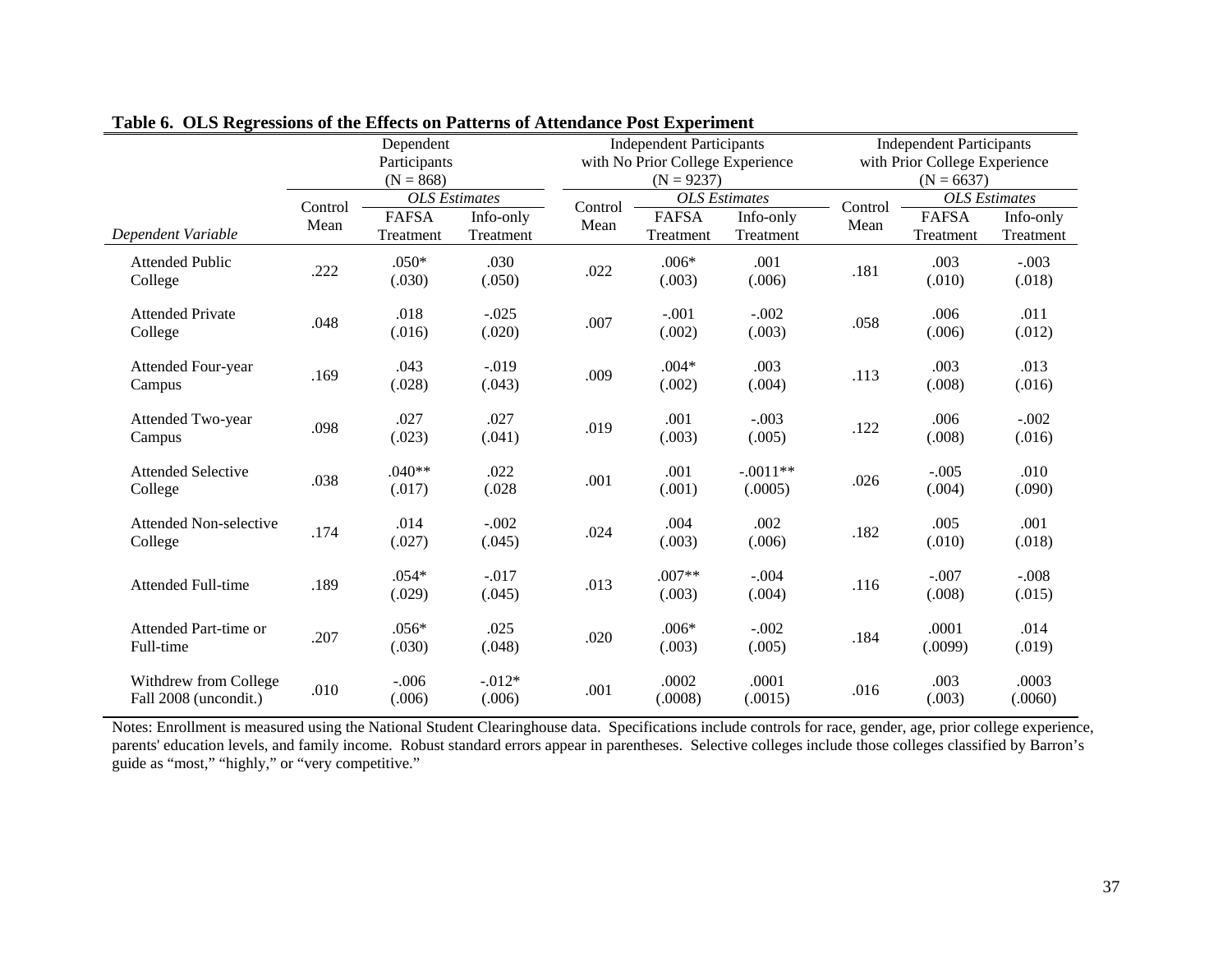**Table 6. OLS Regressions of the Effects on Patterns of Attendance Post Experiment**

| | Dependent Participants (N = 868) | | | Independent Participants with No Prior College Experience (N = 9237) | | | Independent Participants with Prior College Experience (N = 6637) | | |
|---|---|---|---|---|---|---|---|---|---|
| | Control Mean | *OLS Estimates* | | Control Mean | *OLS Estimates* | | Control Mean | *OLS Estimates* | |
| *Dependent Variable* | | FAFSA Treatment | Info-only Treatment | | FAFSA Treatment | Info-only Treatment | | FAFSA Treatment | Info-only Treatment |
| Attended Public College | .222 | .050* (.030) | .030 (.050) | .022 | .006* (.003) | .001 (.006) | .181 | .003 (.010) | -.003 (.018) |
| Attended Private College | .048 | .018 (.016) | -.025 (.020) | .007 | -.001 (.002) | -.002 (.003) | .058 | .006 (.006) | .011 (.012) |
| Attended Four-year Campus | .169 | .043 (.028) | -.019 (.043) | .009 | .004* (.002) | .003 (.004) | .113 | .003 (.008) | .013 (.016) |
| Attended Two-year Campus | .098 | .027 (.023) | .027 (.041) | .019 | .001 (.003) | -.003 (.005) | .122 | .006 (.008) | -.002 (.016) |
| Attended Selective College | .038 | .040** (.017) | .022 (.028 | .001 | .001 (.001) | -.0011** (.0005) | .026 | -.005 (.004) | .010 (.090) |
| Attended Non-selective College | .174 | .014 (.027) | -.002 (.045) | .024 | .004 (.003) | .002 (.006) | .182 | .005 (.010) | .001 (.018) |
| Attended Full-time | .189 | .054* (.029) | -.017 (.045) | .013 | .007** (.003) | -.004 (.004) | .116 | -.007 (.008) | -.008 (.015) |
| Attended Part-time or Full-time | .207 | .056* (.030) | .025 (.048) | .020 | .006* (.003) | -.002 (.005) | .184 | .0001 (.0099) | .014 (.019) |
| Withdrew from College Fall 2008 (uncondit.) | .010 | -.006 (.006) | -.012* (.006) | .001 | .0002 (.0008) | .0001 (.0015) | .016 | .003 (.003) | .0003 (.0060) |

Notes: Enrollment is measured using the National Student Clearinghouse data. Specifications include controls for race, gender, age, prior college experience, parents' education levels, and family income. Robust standard errors appear in parentheses. Selective colleges include those colleges classified by Barron's guide as "most," "highly," or "very competitive."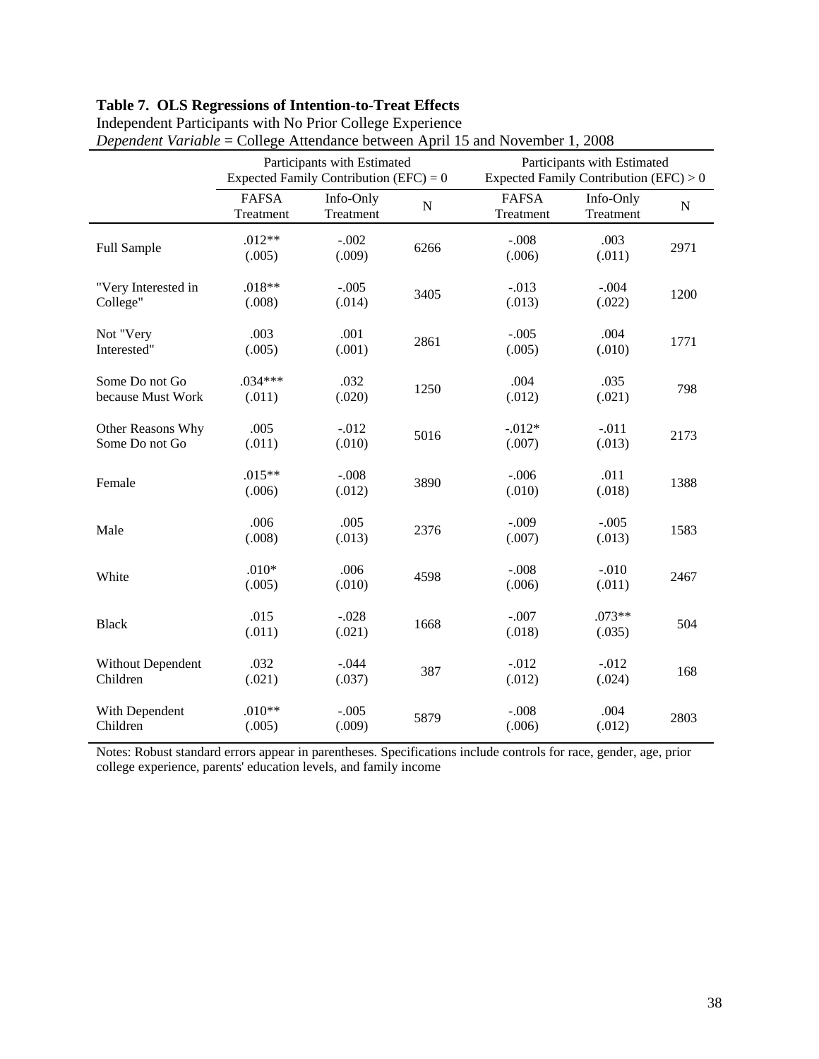**Table 7. OLS Regressions of Intention-to-Treat Effects**

Independent Participants with No Prior College Experience

*Dependent Variable* = College Attendance between April 15 and November 1, 2008

| | Participants with Estimated Expected Family Contribution (EFC) = 0 | | | Participants with Estimated Expected Family Contribution (EFC) > 0 | | |
|---|---|---|---|---|---|---|
| | FAFSA Treatment | Info-Only Treatment | N | FAFSA Treatment | Info-Only Treatment | N |
| Full Sample | .012** (.005) | -.002 (.009) | 6266 | -.008 (.006) | .003 (.011) | 2971 |
| "Very Interested in College" | .018** (.008) | -.005 (.014) | 3405 | -.013 (.013) | -.004 (.022) | 1200 |
| Not "Very Interested" | .003 (.005) | .001 (.001) | 2861 | -.005 (.005) | .004 (.010) | 1771 |
| Some Do not Go because Must Work | .034*** (.011) | .032 (.020) | 1250 | .004 (.012) | .035 (.021) | 798 |
| Other Reasons Why Some Do not Go | .005 (.011) | -.012 (.010) | 5016 | -.012* (.007) | -.011 (.013) | 2173 |
| Female | .015** (.006) | -.008 (.012) | 3890 | -.006 (.010) | .011 (.018) | 1388 |
| Male | .006 (.008) | .005 (.013) | 2376 | -.009 (.007) | -.005 (.013) | 1583 |
| White | .010* (.005) | .006 (.010) | 4598 | -.008 (.006) | -.010 (.011) | 2467 |
| Black | .015 (.011) | -.028 (.021) | 1668 | -.007 (.018) | .073** (.035) | 504 |
| Without Dependent Children | .032 (.021) | -.044 (.037) | 387 | -.012 (.012) | -.012 (.024) | 168 |
| With Dependent Children | .010** (.005) | -.005 (.009) | 5879 | -.008 (.006) | .004 (.012) | 2803 |

Notes: Robust standard errors appear in parentheses. Specifications include controls for race, gender, age, prior college experience, parents' education levels, and family income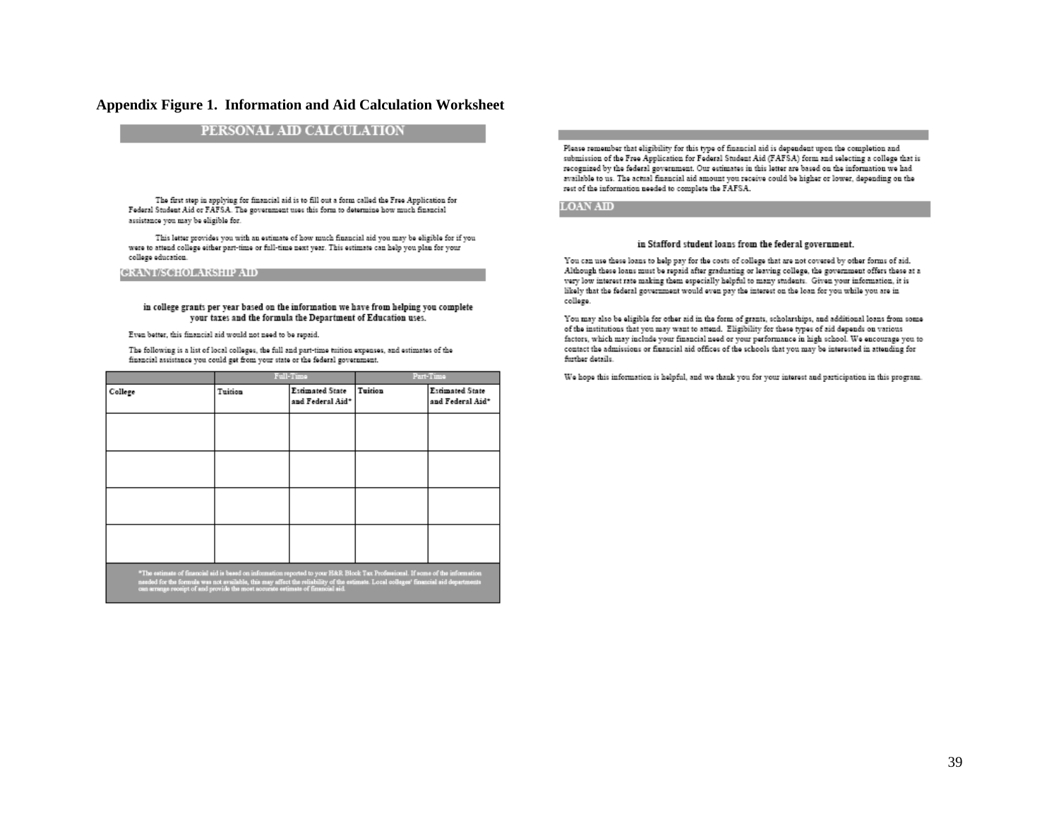**Appendix Figure 1. Information and Aid Calculation Worksheet**

## PERSONAL AID CALCULATION

The first step in applying for financial aid is to fill out a form called the Free Application for Federal Student Aid or FAFSA. The government uses this form to determine how much financial assistance you may be eligible for.

This letter provides you with an estimate of how much financial aid you may be eligible for if you were to attend college either part-time or full-time next year. This estimate can help you plan for your college education.

## GRANT/SCHOLARSHIP AID

**in college grants per year based on the information we have from helping you complete your taxes and the formula the Department of Education uses.**

Even better, this financial aid would not need to be repaid.

The following is a list of local colleges, the full and part-time tuition expenses, and estimates of the financial assistance you could get from your state or the federal government.

| | Full-Time | | Part-Time | |
|---|---|---|---|---|
| College | Tuition | Estimated State and Federal Aid* | Tuition | Estimated State and Federal Aid* |
| | | | | |
| | | | | |
| | | | | |
| | | | | |

*The estimate of financial aid is based on information reported to your H&R Block Tax Professional. If some of the information needed for the formula was not available, this may affect the reliability of the estimate. Local colleges' financial aid departments can arrange receipt of and provide the most accurate estimate of financial aid.

Please remember that eligibility for this type of financial aid is dependent upon the completion and submission of the Free Application for Federal Student Aid (FAFSA) form and selecting a college that is recognized by the federal government. Our estimates in this letter are based on the information we had available to us. The actual financial aid amount you receive could be higher or lower, depending on the rest of the information needed to complete the FAFSA.

## LOAN AID

**in Stafford student loans from the federal government.**

You can use these loans to help pay for the costs of college that are not covered by other forms of aid. Although these loans must be repaid after graduating or leaving college, the government offers these at a very low interest rate making them especially helpful to many students. Given your information, it is likely that the federal government would even pay the interest on the loan for you while you are in college.

You may also be eligible for other aid in the form of grants, scholarships, and additional loans from some of the institutions that you may want to attend. Eligibility for these types of aid depends on various factors, which may include your financial need or your performance in high school. We encourage you to contact the admissions or financial aid offices of the schools that you may be interested in attending for further details.

We hope this information is helpful, and we thank you for your interest and participation in this program.